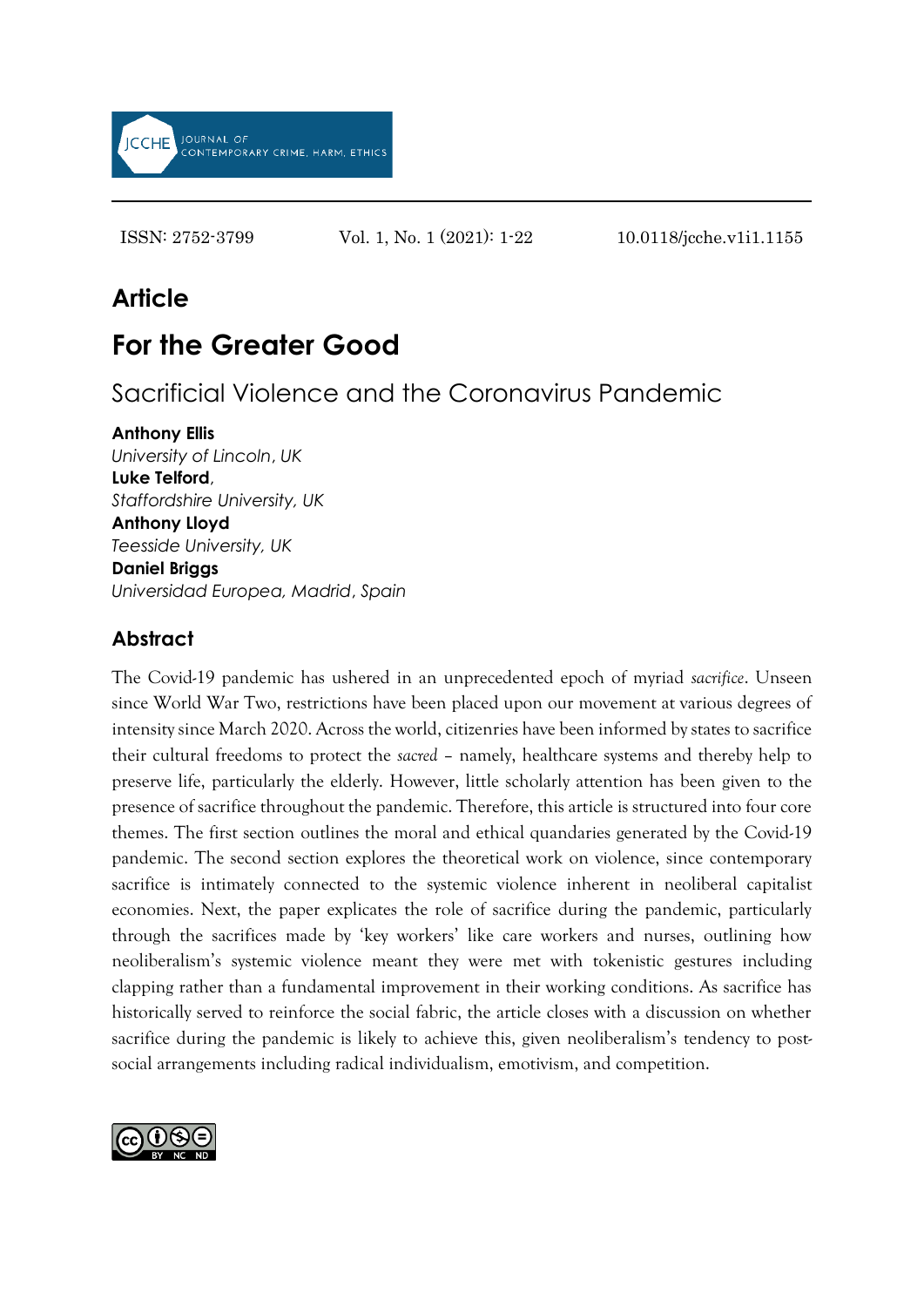ISSN: 2752-3799 Vol. 1, No. 1 (2021): 1-22 10.0118/jcche.v1i1.1155

## Article

# For the Greater Good

## Sacrificial Violence and the Coronavirus Pandemic

**Anthony Ellis**
*University of Lincoln, UK*
**Luke Telford**,
*Staffordshire University, UK*
**Anthony Lloyd**
*Teesside University, UK*
**Daniel Briggs**
*Universidad Europea, Madrid, Spain*

### Abstract

The Covid-19 pandemic has ushered in an unprecedented epoch of myriad *sacrifice*. Unseen since World War Two, restrictions have been placed upon our movement at various degrees of intensity since March 2020. Across the world, citizenries have been informed by states to sacrifice their cultural freedoms to protect the *sacred* – namely, healthcare systems and thereby help to preserve life, particularly the elderly. However, little scholarly attention has been given to the presence of sacrifice throughout the pandemic. Therefore, this article is structured into four core themes. The first section outlines the moral and ethical quandaries generated by the Covid-19 pandemic. The second section explores the theoretical work on violence, since contemporary sacrifice is intimately connected to the systemic violence inherent in neoliberal capitalist economies. Next, the paper explicates the role of sacrifice during the pandemic, particularly through the sacrifices made by 'key workers' like care workers and nurses, outlining how neoliberalism's systemic violence meant they were met with tokenistic gestures including clapping rather than a fundamental improvement in their working conditions. As sacrifice has historically served to reinforce the social fabric, the article closes with a discussion on whether sacrifice during the pandemic is likely to achieve this, given neoliberalism's tendency to post-social arrangements including radical individualism, emotivism, and competition.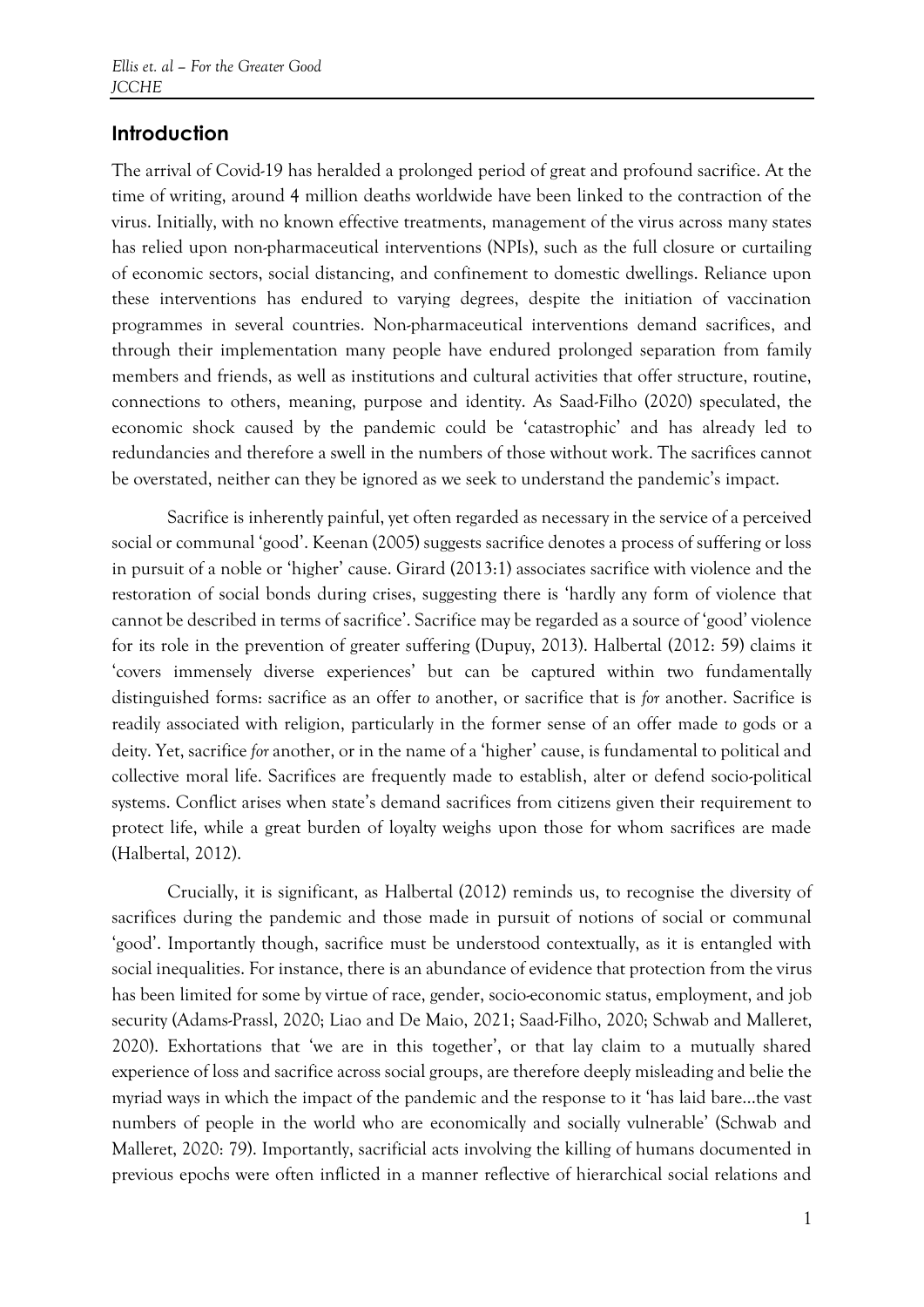## Introduction

The arrival of Covid-19 has heralded a prolonged period of great and profound sacrifice. At the time of writing, around 4 million deaths worldwide have been linked to the contraction of the virus. Initially, with no known effective treatments, management of the virus across many states has relied upon non-pharmaceutical interventions (NPIs), such as the full closure or curtailing of economic sectors, social distancing, and confinement to domestic dwellings. Reliance upon these interventions has endured to varying degrees, despite the initiation of vaccination programmes in several countries. Non-pharmaceutical interventions demand sacrifices, and through their implementation many people have endured prolonged separation from family members and friends, as well as institutions and cultural activities that offer structure, routine, connections to others, meaning, purpose and identity. As Saad-Filho (2020) speculated, the economic shock caused by the pandemic could be 'catastrophic' and has already led to redundancies and therefore a swell in the numbers of those without work. The sacrifices cannot be overstated, neither can they be ignored as we seek to understand the pandemic's impact.

Sacrifice is inherently painful, yet often regarded as necessary in the service of a perceived social or communal 'good'. Keenan (2005) suggests sacrifice denotes a process of suffering or loss in pursuit of a noble or 'higher' cause. Girard (2013:1) associates sacrifice with violence and the restoration of social bonds during crises, suggesting there is 'hardly any form of violence that cannot be described in terms of sacrifice'. Sacrifice may be regarded as a source of 'good' violence for its role in the prevention of greater suffering (Dupuy, 2013). Halbertal (2012: 59) claims it 'covers immensely diverse experiences' but can be captured within two fundamentally distinguished forms: sacrifice as an offer *to* another, or sacrifice that is *for* another. Sacrifice is readily associated with religion, particularly in the former sense of an offer made *to* gods or a deity. Yet, sacrifice *for* another, or in the name of a 'higher' cause, is fundamental to political and collective moral life. Sacrifices are frequently made to establish, alter or defend socio-political systems. Conflict arises when state's demand sacrifices from citizens given their requirement to protect life, while a great burden of loyalty weighs upon those for whom sacrifices are made (Halbertal, 2012).

Crucially, it is significant, as Halbertal (2012) reminds us, to recognise the diversity of sacrifices during the pandemic and those made in pursuit of notions of social or communal 'good'. Importantly though, sacrifice must be understood contextually, as it is entangled with social inequalities. For instance, there is an abundance of evidence that protection from the virus has been limited for some by virtue of race, gender, socio-economic status, employment, and job security (Adams-Prassl, 2020; Liao and De Maio, 2021; Saad-Filho, 2020; Schwab and Malleret, 2020). Exhortations that 'we are in this together', or that lay claim to a mutually shared experience of loss and sacrifice across social groups, are therefore deeply misleading and belie the myriad ways in which the impact of the pandemic and the response to it 'has laid bare…the vast numbers of people in the world who are economically and socially vulnerable' (Schwab and Malleret, 2020: 79). Importantly, sacrificial acts involving the killing of humans documented in previous epochs were often inflicted in a manner reflective of hierarchical social relations and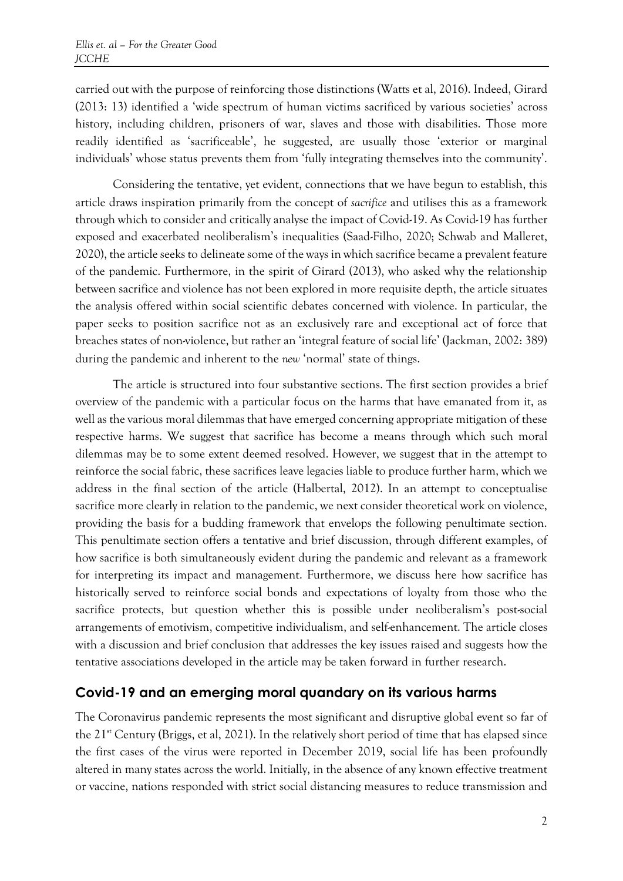carried out with the purpose of reinforcing those distinctions (Watts et al, 2016). Indeed, Girard (2013: 13) identified a 'wide spectrum of human victims sacrificed by various societies' across history, including children, prisoners of war, slaves and those with disabilities. Those more readily identified as 'sacrificeable', he suggested, are usually those 'exterior or marginal individuals' whose status prevents them from 'fully integrating themselves into the community'.

Considering the tentative, yet evident, connections that we have begun to establish, this article draws inspiration primarily from the concept of *sacrifice* and utilises this as a framework through which to consider and critically analyse the impact of Covid-19. As Covid-19 has further exposed and exacerbated neoliberalism's inequalities (Saad-Filho, 2020; Schwab and Malleret, 2020), the article seeks to delineate some of the ways in which sacrifice became a prevalent feature of the pandemic. Furthermore, in the spirit of Girard (2013), who asked why the relationship between sacrifice and violence has not been explored in more requisite depth, the article situates the analysis offered within social scientific debates concerned with violence. In particular, the paper seeks to position sacrifice not as an exclusively rare and exceptional act of force that breaches states of non-violence, but rather an 'integral feature of social life' (Jackman, 2002: 389) during the pandemic and inherent to the *new* 'normal' state of things.

The article is structured into four substantive sections. The first section provides a brief overview of the pandemic with a particular focus on the harms that have emanated from it, as well as the various moral dilemmas that have emerged concerning appropriate mitigation of these respective harms. We suggest that sacrifice has become a means through which such moral dilemmas may be to some extent deemed resolved. However, we suggest that in the attempt to reinforce the social fabric, these sacrifices leave legacies liable to produce further harm, which we address in the final section of the article (Halbertal, 2012). In an attempt to conceptualise sacrifice more clearly in relation to the pandemic, we next consider theoretical work on violence, providing the basis for a budding framework that envelops the following penultimate section. This penultimate section offers a tentative and brief discussion, through different examples, of how sacrifice is both simultaneously evident during the pandemic and relevant as a framework for interpreting its impact and management. Furthermore, we discuss here how sacrifice has historically served to reinforce social bonds and expectations of loyalty from those who the sacrifice protects, but question whether this is possible under neoliberalism's post-social arrangements of emotivism, competitive individualism, and self-enhancement. The article closes with a discussion and brief conclusion that addresses the key issues raised and suggests how the tentative associations developed in the article may be taken forward in further research.

## Covid-19 and an emerging moral quandary on its various harms

The Coronavirus pandemic represents the most significant and disruptive global event so far of the 21st Century (Briggs, et al, 2021). In the relatively short period of time that has elapsed since the first cases of the virus were reported in December 2019, social life has been profoundly altered in many states across the world. Initially, in the absence of any known effective treatment or vaccine, nations responded with strict social distancing measures to reduce transmission and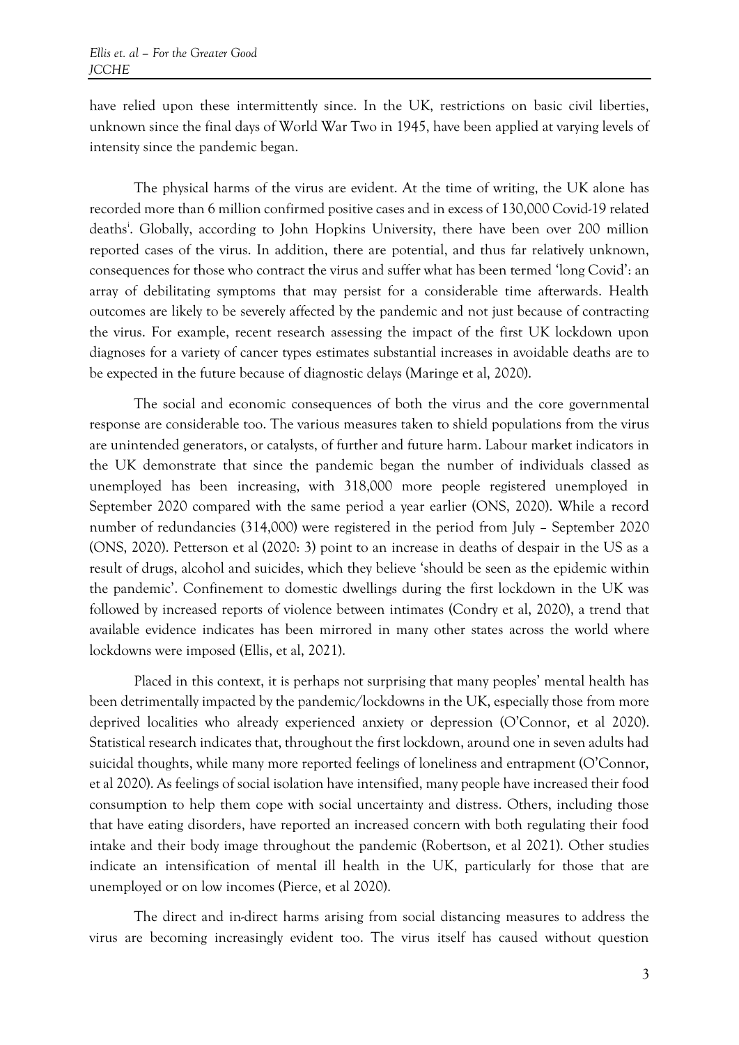have relied upon these intermittently since. In the UK, restrictions on basic civil liberties, unknown since the final days of World War Two in 1945, have been applied at varying levels of intensity since the pandemic began.

The physical harms of the virus are evident. At the time of writing, the UK alone has recorded more than 6 million confirmed positive cases and in excess of 130,000 Covid-19 related deaths[i]. Globally, according to John Hopkins University, there have been over 200 million reported cases of the virus. In addition, there are potential, and thus far relatively unknown, consequences for those who contract the virus and suffer what has been termed 'long Covid': an array of debilitating symptoms that may persist for a considerable time afterwards. Health outcomes are likely to be severely affected by the pandemic and not just because of contracting the virus. For example, recent research assessing the impact of the first UK lockdown upon diagnoses for a variety of cancer types estimates substantial increases in avoidable deaths are to be expected in the future because of diagnostic delays (Maringe et al, 2020).

The social and economic consequences of both the virus and the core governmental response are considerable too. The various measures taken to shield populations from the virus are unintended generators, or catalysts, of further and future harm. Labour market indicators in the UK demonstrate that since the pandemic began the number of individuals classed as unemployed has been increasing, with 318,000 more people registered unemployed in September 2020 compared with the same period a year earlier (ONS, 2020). While a record number of redundancies (314,000) were registered in the period from July – September 2020 (ONS, 2020). Petterson et al (2020: 3) point to an increase in deaths of despair in the US as a result of drugs, alcohol and suicides, which they believe 'should be seen as the epidemic within the pandemic'. Confinement to domestic dwellings during the first lockdown in the UK was followed by increased reports of violence between intimates (Condry et al, 2020), a trend that available evidence indicates has been mirrored in many other states across the world where lockdowns were imposed (Ellis, et al, 2021).

Placed in this context, it is perhaps not surprising that many peoples' mental health has been detrimentally impacted by the pandemic/lockdowns in the UK, especially those from more deprived localities who already experienced anxiety or depression (O'Connor, et al 2020). Statistical research indicates that, throughout the first lockdown, around one in seven adults had suicidal thoughts, while many more reported feelings of loneliness and entrapment (O'Connor, et al 2020). As feelings of social isolation have intensified, many people have increased their food consumption to help them cope with social uncertainty and distress. Others, including those that have eating disorders, have reported an increased concern with both regulating their food intake and their body image throughout the pandemic (Robertson, et al 2021). Other studies indicate an intensification of mental ill health in the UK, particularly for those that are unemployed or on low incomes (Pierce, et al 2020).

The direct and in-direct harms arising from social distancing measures to address the virus are becoming increasingly evident too. The virus itself has caused without question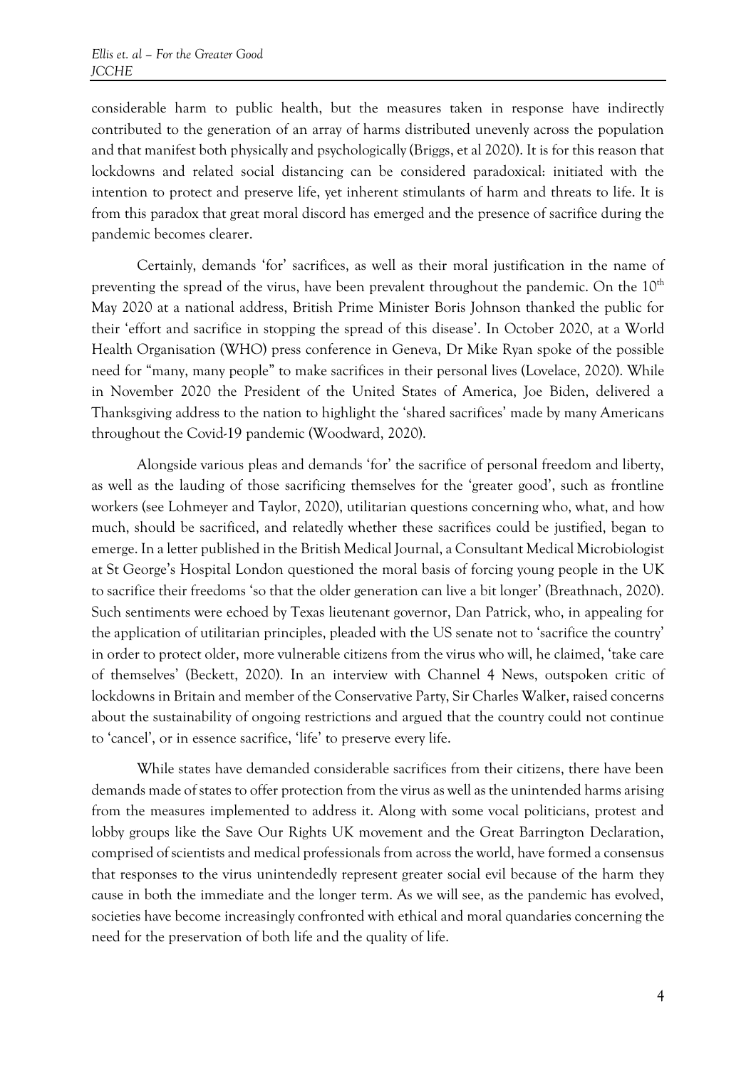considerable harm to public health, but the measures taken in response have indirectly contributed to the generation of an array of harms distributed unevenly across the population and that manifest both physically and psychologically (Briggs, et al 2020). It is for this reason that lockdowns and related social distancing can be considered paradoxical: initiated with the intention to protect and preserve life, yet inherent stimulants of harm and threats to life. It is from this paradox that great moral discord has emerged and the presence of sacrifice during the pandemic becomes clearer.

Certainly, demands 'for' sacrifices, as well as their moral justification in the name of preventing the spread of the virus, have been prevalent throughout the pandemic. On the 10th May 2020 at a national address, British Prime Minister Boris Johnson thanked the public for their 'effort and sacrifice in stopping the spread of this disease'. In October 2020, at a World Health Organisation (WHO) press conference in Geneva, Dr Mike Ryan spoke of the possible need for "many, many people" to make sacrifices in their personal lives (Lovelace, 2020). While in November 2020 the President of the United States of America, Joe Biden, delivered a Thanksgiving address to the nation to highlight the 'shared sacrifices' made by many Americans throughout the Covid-19 pandemic (Woodward, 2020).

Alongside various pleas and demands 'for' the sacrifice of personal freedom and liberty, as well as the lauding of those sacrificing themselves for the 'greater good', such as frontline workers (see Lohmeyer and Taylor, 2020), utilitarian questions concerning who, what, and how much, should be sacrificed, and relatedly whether these sacrifices could be justified, began to emerge. In a letter published in the British Medical Journal, a Consultant Medical Microbiologist at St George's Hospital London questioned the moral basis of forcing young people in the UK to sacrifice their freedoms 'so that the older generation can live a bit longer' (Breathnach, 2020). Such sentiments were echoed by Texas lieutenant governor, Dan Patrick, who, in appealing for the application of utilitarian principles, pleaded with the US senate not to 'sacrifice the country' in order to protect older, more vulnerable citizens from the virus who will, he claimed, 'take care of themselves' (Beckett, 2020). In an interview with Channel 4 News, outspoken critic of lockdowns in Britain and member of the Conservative Party, Sir Charles Walker, raised concerns about the sustainability of ongoing restrictions and argued that the country could not continue to 'cancel', or in essence sacrifice, 'life' to preserve every life.

While states have demanded considerable sacrifices from their citizens, there have been demands made of states to offer protection from the virus as well as the unintended harms arising from the measures implemented to address it. Along with some vocal politicians, protest and lobby groups like the Save Our Rights UK movement and the Great Barrington Declaration, comprised of scientists and medical professionals from across the world, have formed a consensus that responses to the virus unintendedly represent greater social evil because of the harm they cause in both the immediate and the longer term. As we will see, as the pandemic has evolved, societies have become increasingly confronted with ethical and moral quandaries concerning the need for the preservation of both life and the quality of life.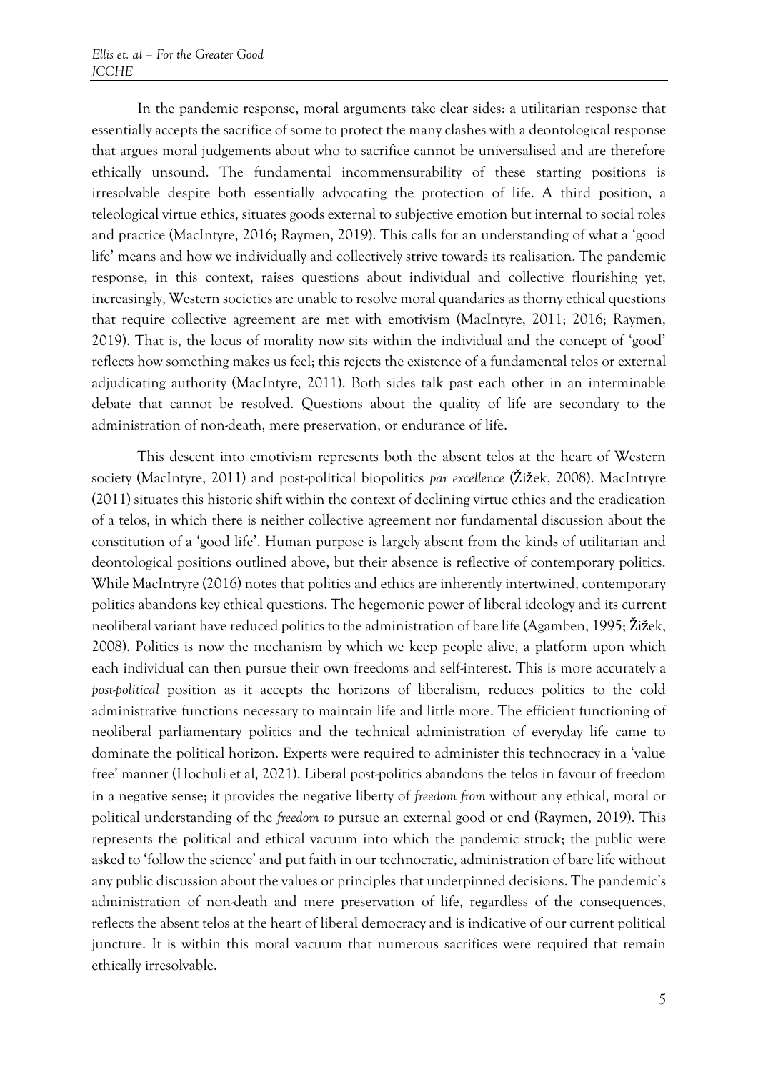In the pandemic response, moral arguments take clear sides: a utilitarian response that essentially accepts the sacrifice of some to protect the many clashes with a deontological response that argues moral judgements about who to sacrifice cannot be universalised and are therefore ethically unsound. The fundamental incommensurability of these starting positions is irresolvable despite both essentially advocating the protection of life. A third position, a teleological virtue ethics, situates goods external to subjective emotion but internal to social roles and practice (MacIntyre, 2016; Raymen, 2019). This calls for an understanding of what a 'good life' means and how we individually and collectively strive towards its realisation. The pandemic response, in this context, raises questions about individual and collective flourishing yet, increasingly, Western societies are unable to resolve moral quandaries as thorny ethical questions that require collective agreement are met with emotivism (MacIntyre, 2011; 2016; Raymen, 2019). That is, the locus of morality now sits within the individual and the concept of 'good' reflects how something makes us feel; this rejects the existence of a fundamental telos or external adjudicating authority (MacIntyre, 2011). Both sides talk past each other in an interminable debate that cannot be resolved. Questions about the quality of life are secondary to the administration of non-death, mere preservation, or endurance of life.

This descent into emotivism represents both the absent telos at the heart of Western society (MacIntyre, 2011) and post-political biopolitics *par excellence* (Žižek, 2008). MacIntryre (2011) situates this historic shift within the context of declining virtue ethics and the eradication of a telos, in which there is neither collective agreement nor fundamental discussion about the constitution of a 'good life'. Human purpose is largely absent from the kinds of utilitarian and deontological positions outlined above, but their absence is reflective of contemporary politics. While MacIntryre (2016) notes that politics and ethics are inherently intertwined, contemporary politics abandons key ethical questions. The hegemonic power of liberal ideology and its current neoliberal variant have reduced politics to the administration of bare life (Agamben, 1995; Žižek, 2008). Politics is now the mechanism by which we keep people alive, a platform upon which each individual can then pursue their own freedoms and self-interest. This is more accurately a *post-political* position as it accepts the horizons of liberalism, reduces politics to the cold administrative functions necessary to maintain life and little more. The efficient functioning of neoliberal parliamentary politics and the technical administration of everyday life came to dominate the political horizon. Experts were required to administer this technocracy in a 'value free' manner (Hochuli et al, 2021). Liberal post-politics abandons the telos in favour of freedom in a negative sense; it provides the negative liberty of *freedom from* without any ethical, moral or political understanding of the *freedom to* pursue an external good or end (Raymen, 2019). This represents the political and ethical vacuum into which the pandemic struck; the public were asked to 'follow the science' and put faith in our technocratic, administration of bare life without any public discussion about the values or principles that underpinned decisions. The pandemic's administration of non-death and mere preservation of life, regardless of the consequences, reflects the absent telos at the heart of liberal democracy and is indicative of our current political juncture. It is within this moral vacuum that numerous sacrifices were required that remain ethically irresolvable.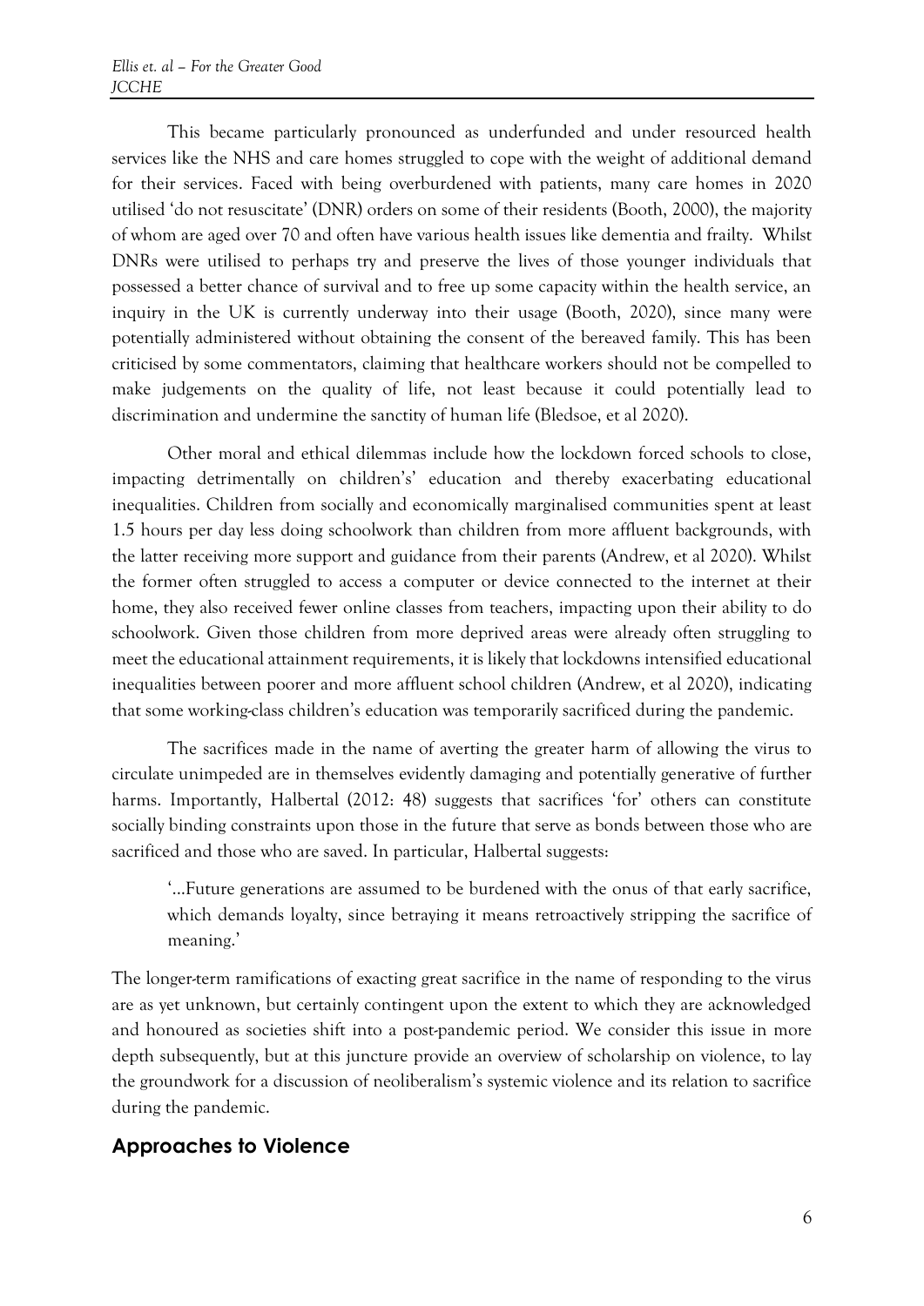This became particularly pronounced as underfunded and under resourced health services like the NHS and care homes struggled to cope with the weight of additional demand for their services. Faced with being overburdened with patients, many care homes in 2020 utilised 'do not resuscitate' (DNR) orders on some of their residents (Booth, 2000), the majority of whom are aged over 70 and often have various health issues like dementia and frailty. Whilst DNRs were utilised to perhaps try and preserve the lives of those younger individuals that possessed a better chance of survival and to free up some capacity within the health service, an inquiry in the UK is currently underway into their usage (Booth, 2020), since many were potentially administered without obtaining the consent of the bereaved family. This has been criticised by some commentators, claiming that healthcare workers should not be compelled to make judgements on the quality of life, not least because it could potentially lead to discrimination and undermine the sanctity of human life (Bledsoe, et al 2020).

Other moral and ethical dilemmas include how the lockdown forced schools to close, impacting detrimentally on children's' education and thereby exacerbating educational inequalities. Children from socially and economically marginalised communities spent at least 1.5 hours per day less doing schoolwork than children from more affluent backgrounds, with the latter receiving more support and guidance from their parents (Andrew, et al 2020). Whilst the former often struggled to access a computer or device connected to the internet at their home, they also received fewer online classes from teachers, impacting upon their ability to do schoolwork. Given those children from more deprived areas were already often struggling to meet the educational attainment requirements, it is likely that lockdowns intensified educational inequalities between poorer and more affluent school children (Andrew, et al 2020), indicating that some working-class children's education was temporarily sacrificed during the pandemic.

The sacrifices made in the name of averting the greater harm of allowing the virus to circulate unimpeded are in themselves evidently damaging and potentially generative of further harms. Importantly, Halbertal (2012: 48) suggests that sacrifices 'for' others can constitute socially binding constraints upon those in the future that serve as bonds between those who are sacrificed and those who are saved. In particular, Halbertal suggests:

> '…Future generations are assumed to be burdened with the onus of that early sacrifice, which demands loyalty, since betraying it means retroactively stripping the sacrifice of meaning.'

The longer-term ramifications of exacting great sacrifice in the name of responding to the virus are as yet unknown, but certainly contingent upon the extent to which they are acknowledged and honoured as societies shift into a post-pandemic period. We consider this issue in more depth subsequently, but at this juncture provide an overview of scholarship on violence, to lay the groundwork for a discussion of neoliberalism's systemic violence and its relation to sacrifice during the pandemic.

## Approaches to Violence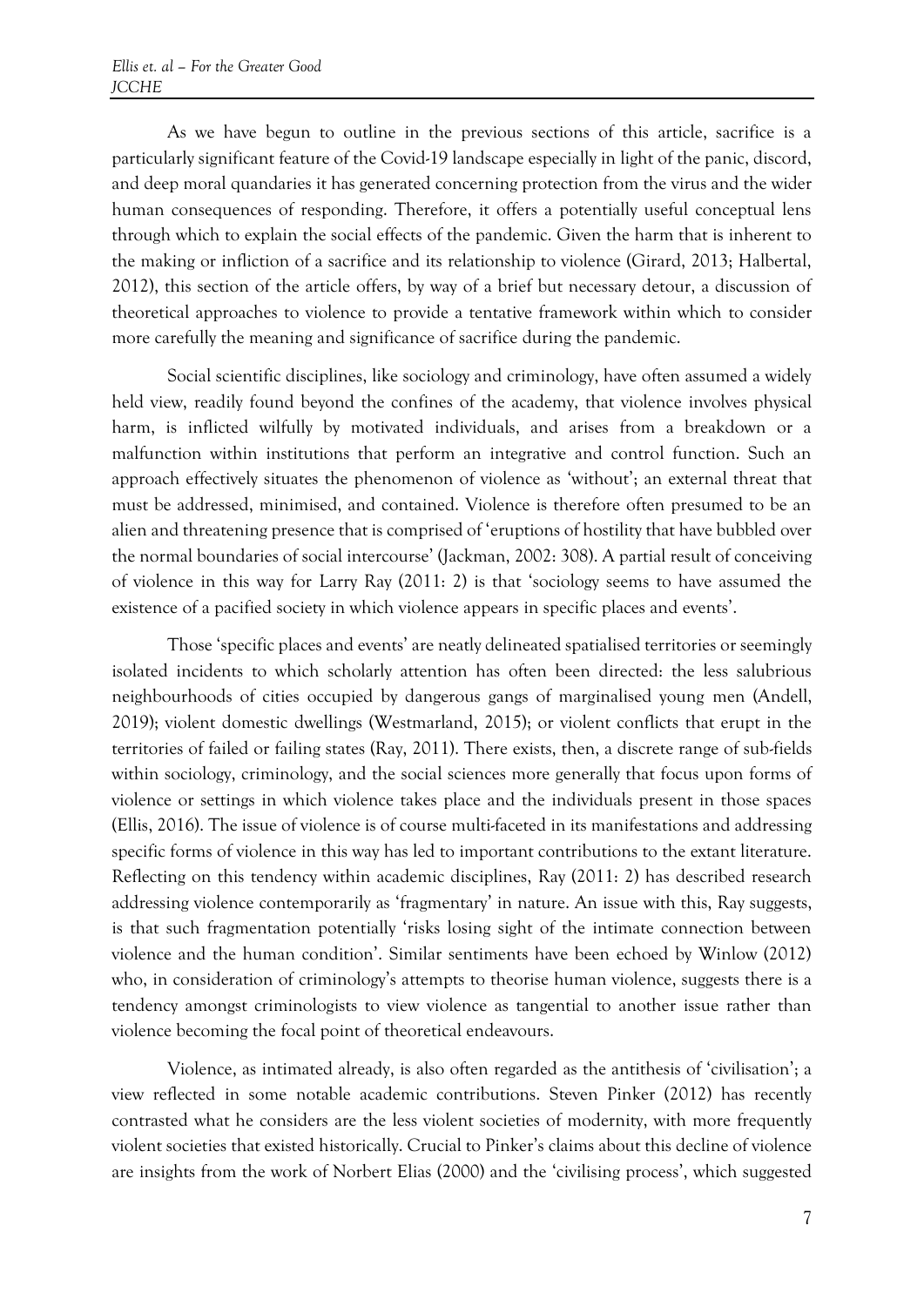As we have begun to outline in the previous sections of this article, sacrifice is a particularly significant feature of the Covid-19 landscape especially in light of the panic, discord, and deep moral quandaries it has generated concerning protection from the virus and the wider human consequences of responding. Therefore, it offers a potentially useful conceptual lens through which to explain the social effects of the pandemic. Given the harm that is inherent to the making or infliction of a sacrifice and its relationship to violence (Girard, 2013; Halbertal, 2012), this section of the article offers, by way of a brief but necessary detour, a discussion of theoretical approaches to violence to provide a tentative framework within which to consider more carefully the meaning and significance of sacrifice during the pandemic.

Social scientific disciplines, like sociology and criminology, have often assumed a widely held view, readily found beyond the confines of the academy, that violence involves physical harm, is inflicted wilfully by motivated individuals, and arises from a breakdown or a malfunction within institutions that perform an integrative and control function. Such an approach effectively situates the phenomenon of violence as 'without'; an external threat that must be addressed, minimised, and contained. Violence is therefore often presumed to be an alien and threatening presence that is comprised of 'eruptions of hostility that have bubbled over the normal boundaries of social intercourse' (Jackman, 2002: 308). A partial result of conceiving of violence in this way for Larry Ray (2011: 2) is that 'sociology seems to have assumed the existence of a pacified society in which violence appears in specific places and events'.

Those 'specific places and events' are neatly delineated spatialised territories or seemingly isolated incidents to which scholarly attention has often been directed: the less salubrious neighbourhoods of cities occupied by dangerous gangs of marginalised young men (Andell, 2019); violent domestic dwellings (Westmarland, 2015); or violent conflicts that erupt in the territories of failed or failing states (Ray, 2011). There exists, then, a discrete range of sub-fields within sociology, criminology, and the social sciences more generally that focus upon forms of violence or settings in which violence takes place and the individuals present in those spaces (Ellis, 2016). The issue of violence is of course multi-faceted in its manifestations and addressing specific forms of violence in this way has led to important contributions to the extant literature. Reflecting on this tendency within academic disciplines, Ray (2011: 2) has described research addressing violence contemporarily as 'fragmentary' in nature. An issue with this, Ray suggests, is that such fragmentation potentially 'risks losing sight of the intimate connection between violence and the human condition'. Similar sentiments have been echoed by Winlow (2012) who, in consideration of criminology's attempts to theorise human violence, suggests there is a tendency amongst criminologists to view violence as tangential to another issue rather than violence becoming the focal point of theoretical endeavours.

Violence, as intimated already, is also often regarded as the antithesis of 'civilisation'; a view reflected in some notable academic contributions. Steven Pinker (2012) has recently contrasted what he considers are the less violent societies of modernity, with more frequently violent societies that existed historically. Crucial to Pinker's claims about this decline of violence are insights from the work of Norbert Elias (2000) and the 'civilising process', which suggested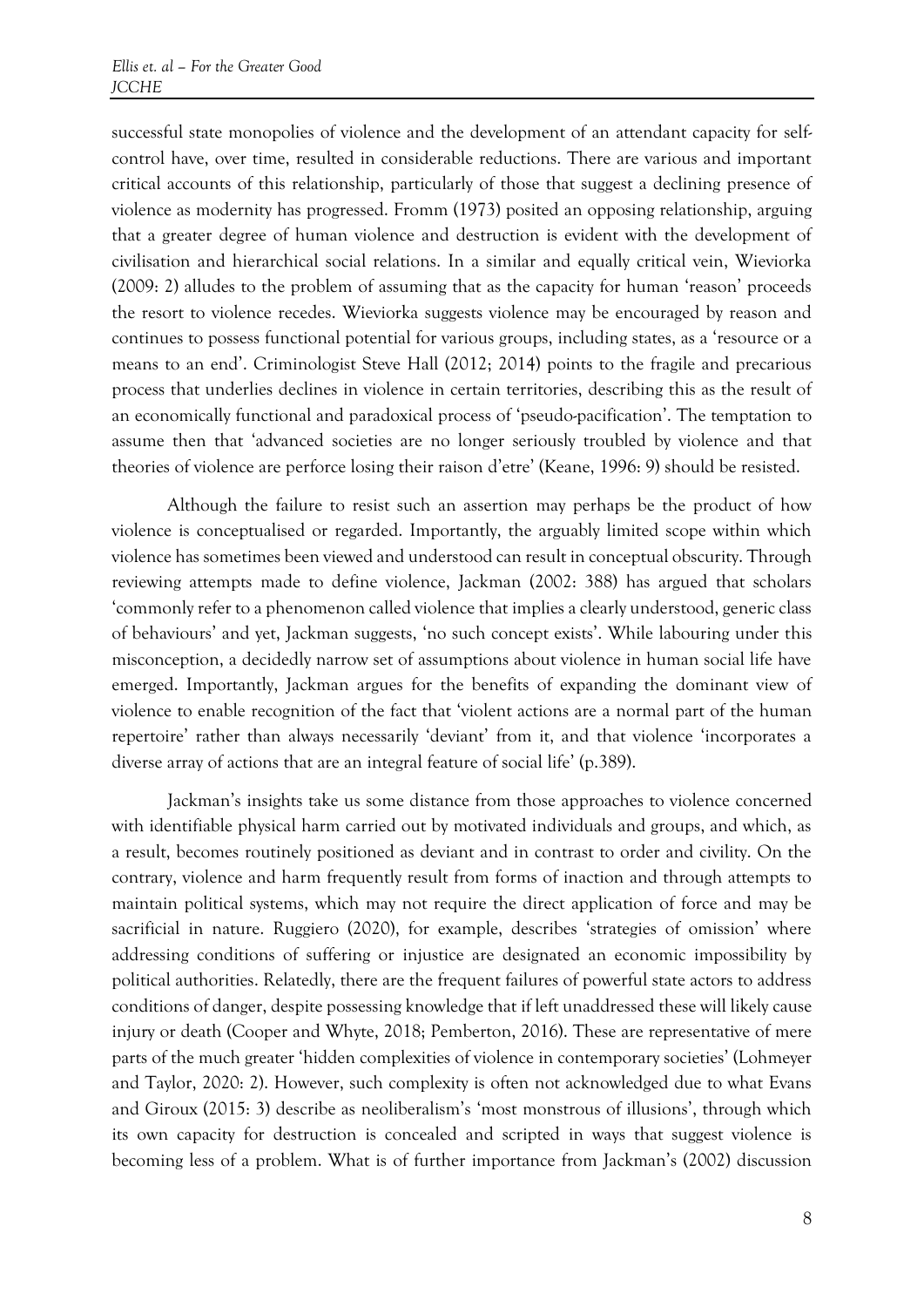successful state monopolies of violence and the development of an attendant capacity for self-control have, over time, resulted in considerable reductions. There are various and important critical accounts of this relationship, particularly of those that suggest a declining presence of violence as modernity has progressed. Fromm (1973) posited an opposing relationship, arguing that a greater degree of human violence and destruction is evident with the development of civilisation and hierarchical social relations. In a similar and equally critical vein, Wieviorka (2009: 2) alludes to the problem of assuming that as the capacity for human 'reason' proceeds the resort to violence recedes. Wieviorka suggests violence may be encouraged by reason and continues to possess functional potential for various groups, including states, as a 'resource or a means to an end'. Criminologist Steve Hall (2012; 2014) points to the fragile and precarious process that underlies declines in violence in certain territories, describing this as the result of an economically functional and paradoxical process of 'pseudo-pacification'. The temptation to assume then that 'advanced societies are no longer seriously troubled by violence and that theories of violence are perforce losing their raison d'etre' (Keane, 1996: 9) should be resisted.

Although the failure to resist such an assertion may perhaps be the product of how violence is conceptualised or regarded. Importantly, the arguably limited scope within which violence has sometimes been viewed and understood can result in conceptual obscurity. Through reviewing attempts made to define violence, Jackman (2002: 388) has argued that scholars 'commonly refer to a phenomenon called violence that implies a clearly understood, generic class of behaviours' and yet, Jackman suggests, 'no such concept exists'. While labouring under this misconception, a decidedly narrow set of assumptions about violence in human social life have emerged. Importantly, Jackman argues for the benefits of expanding the dominant view of violence to enable recognition of the fact that 'violent actions are a normal part of the human repertoire' rather than always necessarily 'deviant' from it, and that violence 'incorporates a diverse array of actions that are an integral feature of social life' (p.389).

Jackman's insights take us some distance from those approaches to violence concerned with identifiable physical harm carried out by motivated individuals and groups, and which, as a result, becomes routinely positioned as deviant and in contrast to order and civility. On the contrary, violence and harm frequently result from forms of inaction and through attempts to maintain political systems, which may not require the direct application of force and may be sacrificial in nature. Ruggiero (2020), for example, describes 'strategies of omission' where addressing conditions of suffering or injustice are designated an economic impossibility by political authorities. Relatedly, there are the frequent failures of powerful state actors to address conditions of danger, despite possessing knowledge that if left unaddressed these will likely cause injury or death (Cooper and Whyte, 2018; Pemberton, 2016). These are representative of mere parts of the much greater 'hidden complexities of violence in contemporary societies' (Lohmeyer and Taylor, 2020: 2). However, such complexity is often not acknowledged due to what Evans and Giroux (2015: 3) describe as neoliberalism's 'most monstrous of illusions', through which its own capacity for destruction is concealed and scripted in ways that suggest violence is becoming less of a problem. What is of further importance from Jackman's (2002) discussion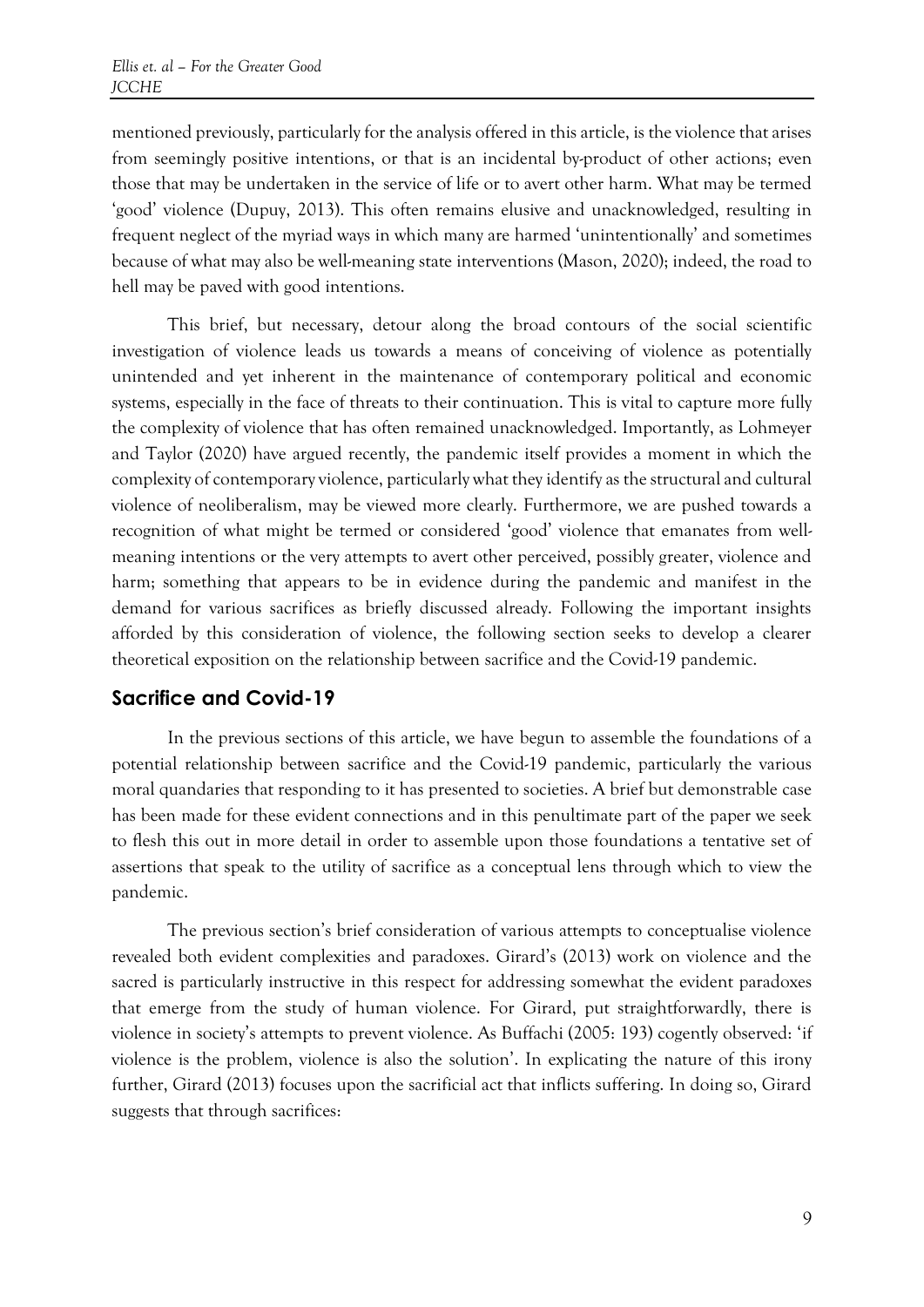mentioned previously, particularly for the analysis offered in this article, is the violence that arises from seemingly positive intentions, or that is an incidental by-product of other actions; even those that may be undertaken in the service of life or to avert other harm. What may be termed 'good' violence (Dupuy, 2013). This often remains elusive and unacknowledged, resulting in frequent neglect of the myriad ways in which many are harmed 'unintentionally' and sometimes because of what may also be well-meaning state interventions (Mason, 2020); indeed, the road to hell may be paved with good intentions.

This brief, but necessary, detour along the broad contours of the social scientific investigation of violence leads us towards a means of conceiving of violence as potentially unintended and yet inherent in the maintenance of contemporary political and economic systems, especially in the face of threats to their continuation. This is vital to capture more fully the complexity of violence that has often remained unacknowledged. Importantly, as Lohmeyer and Taylor (2020) have argued recently, the pandemic itself provides a moment in which the complexity of contemporary violence, particularly what they identify as the structural and cultural violence of neoliberalism, may be viewed more clearly. Furthermore, we are pushed towards a recognition of what might be termed or considered 'good' violence that emanates from well-meaning intentions or the very attempts to avert other perceived, possibly greater, violence and harm; something that appears to be in evidence during the pandemic and manifest in the demand for various sacrifices as briefly discussed already. Following the important insights afforded by this consideration of violence, the following section seeks to develop a clearer theoretical exposition on the relationship between sacrifice and the Covid-19 pandemic.

## Sacrifice and Covid-19

In the previous sections of this article, we have begun to assemble the foundations of a potential relationship between sacrifice and the Covid-19 pandemic, particularly the various moral quandaries that responding to it has presented to societies. A brief but demonstrable case has been made for these evident connections and in this penultimate part of the paper we seek to flesh this out in more detail in order to assemble upon those foundations a tentative set of assertions that speak to the utility of sacrifice as a conceptual lens through which to view the pandemic.

The previous section's brief consideration of various attempts to conceptualise violence revealed both evident complexities and paradoxes. Girard's (2013) work on violence and the sacred is particularly instructive in this respect for addressing somewhat the evident paradoxes that emerge from the study of human violence. For Girard, put straightforwardly, there is violence in society's attempts to prevent violence. As Buffachi (2005: 193) cogently observed: 'if violence is the problem, violence is also the solution'. In explicating the nature of this irony further, Girard (2013) focuses upon the sacrificial act that inflicts suffering. In doing so, Girard suggests that through sacrifices: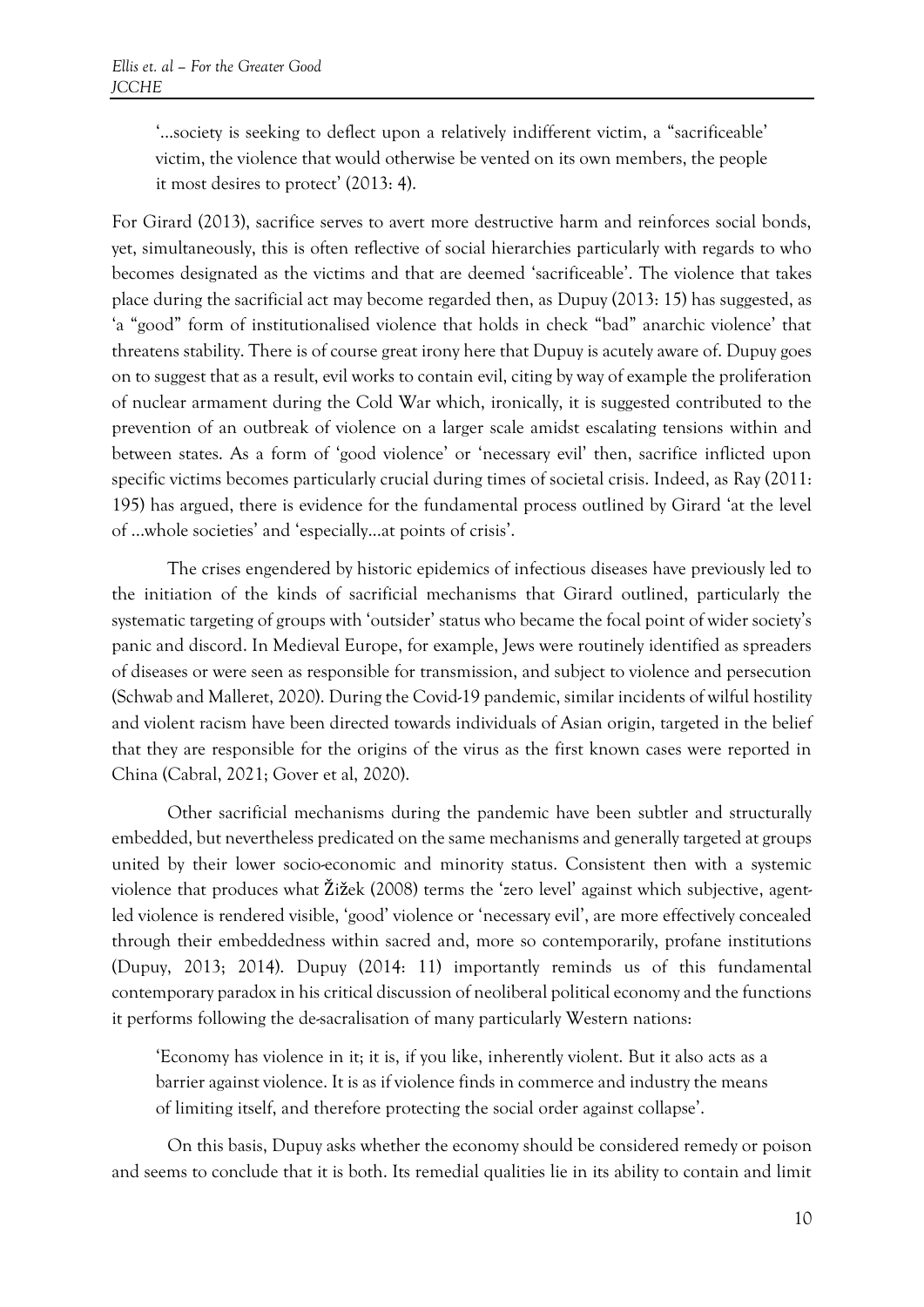> '…society is seeking to deflect upon a relatively indifferent victim, a "sacrificeable' victim, the violence that would otherwise be vented on its own members, the people it most desires to protect' (2013: 4).

For Girard (2013), sacrifice serves to avert more destructive harm and reinforces social bonds, yet, simultaneously, this is often reflective of social hierarchies particularly with regards to who becomes designated as the victims and that are deemed 'sacrificeable'. The violence that takes place during the sacrificial act may become regarded then, as Dupuy (2013: 15) has suggested, as 'a "good" form of institutionalised violence that holds in check "bad" anarchic violence' that threatens stability. There is of course great irony here that Dupuy is acutely aware of. Dupuy goes on to suggest that as a result, evil works to contain evil, citing by way of example the proliferation of nuclear armament during the Cold War which, ironically, it is suggested contributed to the prevention of an outbreak of violence on a larger scale amidst escalating tensions within and between states. As a form of 'good violence' or 'necessary evil' then, sacrifice inflicted upon specific victims becomes particularly crucial during times of societal crisis. Indeed, as Ray (2011: 195) has argued, there is evidence for the fundamental process outlined by Girard 'at the level of …whole societies' and 'especially…at points of crisis'.

The crises engendered by historic epidemics of infectious diseases have previously led to the initiation of the kinds of sacrificial mechanisms that Girard outlined, particularly the systematic targeting of groups with 'outsider' status who became the focal point of wider society's panic and discord. In Medieval Europe, for example, Jews were routinely identified as spreaders of diseases or were seen as responsible for transmission, and subject to violence and persecution (Schwab and Malleret, 2020). During the Covid-19 pandemic, similar incidents of wilful hostility and violent racism have been directed towards individuals of Asian origin, targeted in the belief that they are responsible for the origins of the virus as the first known cases were reported in China (Cabral, 2021; Gover et al, 2020).

Other sacrificial mechanisms during the pandemic have been subtler and structurally embedded, but nevertheless predicated on the same mechanisms and generally targeted at groups united by their lower socio-economic and minority status. Consistent then with a systemic violence that produces what Žižek (2008) terms the 'zero level' against which subjective, agent-led violence is rendered visible, 'good' violence or 'necessary evil', are more effectively concealed through their embeddedness within sacred and, more so contemporarily, profane institutions (Dupuy, 2013; 2014). Dupuy (2014: 11) importantly reminds us of this fundamental contemporary paradox in his critical discussion of neoliberal political economy and the functions it performs following the de-sacralisation of many particularly Western nations:

> 'Economy has violence in it; it is, if you like, inherently violent. But it also acts as a barrier against violence. It is as if violence finds in commerce and industry the means of limiting itself, and therefore protecting the social order against collapse'.

On this basis, Dupuy asks whether the economy should be considered remedy or poison and seems to conclude that it is both. Its remedial qualities lie in its ability to contain and limit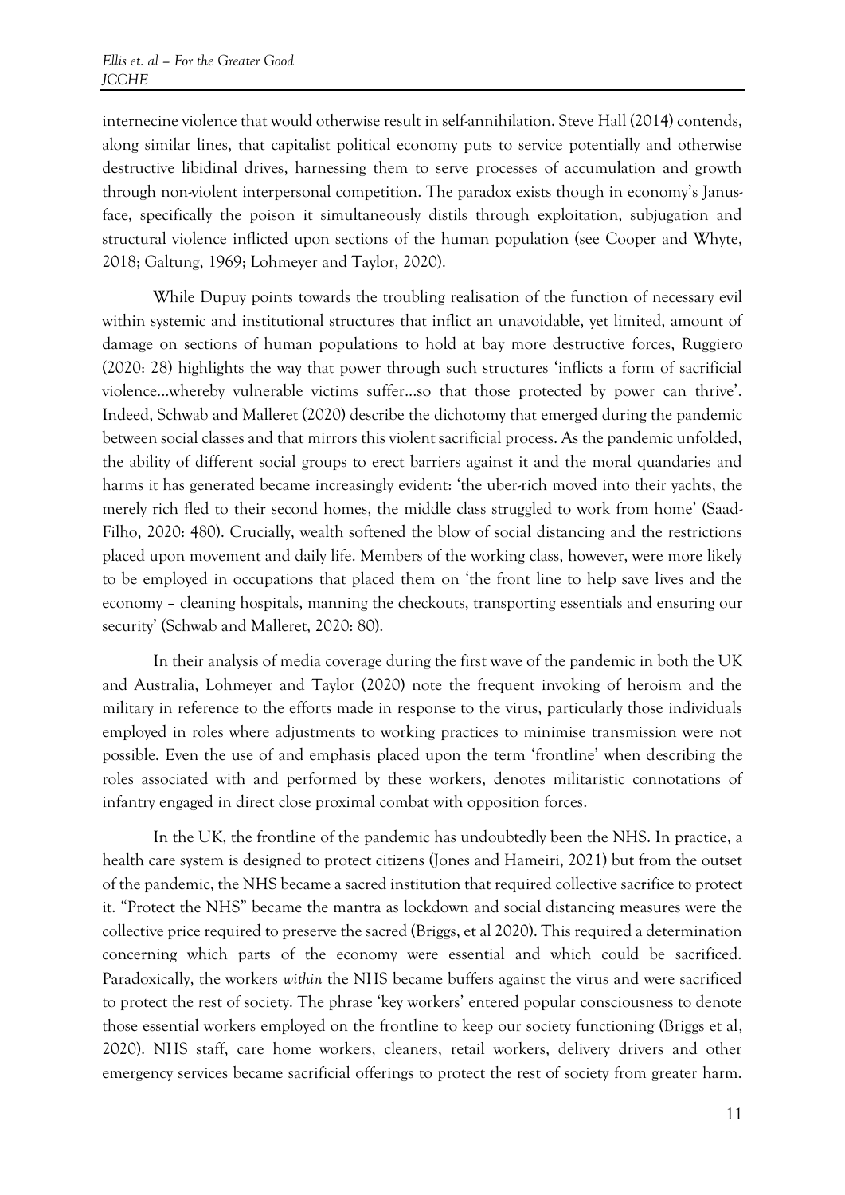internecine violence that would otherwise result in self-annihilation. Steve Hall (2014) contends, along similar lines, that capitalist political economy puts to service potentially and otherwise destructive libidinal drives, harnessing them to serve processes of accumulation and growth through non-violent interpersonal competition. The paradox exists though in economy's Janus-face, specifically the poison it simultaneously distils through exploitation, subjugation and structural violence inflicted upon sections of the human population (see Cooper and Whyte, 2018; Galtung, 1969; Lohmeyer and Taylor, 2020).

While Dupuy points towards the troubling realisation of the function of necessary evil within systemic and institutional structures that inflict an unavoidable, yet limited, amount of damage on sections of human populations to hold at bay more destructive forces, Ruggiero (2020: 28) highlights the way that power through such structures 'inflicts a form of sacrificial violence…whereby vulnerable victims suffer…so that those protected by power can thrive'. Indeed, Schwab and Malleret (2020) describe the dichotomy that emerged during the pandemic between social classes and that mirrors this violent sacrificial process. As the pandemic unfolded, the ability of different social groups to erect barriers against it and the moral quandaries and harms it has generated became increasingly evident: 'the uber-rich moved into their yachts, the merely rich fled to their second homes, the middle class struggled to work from home' (Saad-Filho, 2020: 480). Crucially, wealth softened the blow of social distancing and the restrictions placed upon movement and daily life. Members of the working class, however, were more likely to be employed in occupations that placed them on 'the front line to help save lives and the economy – cleaning hospitals, manning the checkouts, transporting essentials and ensuring our security' (Schwab and Malleret, 2020: 80).

In their analysis of media coverage during the first wave of the pandemic in both the UK and Australia, Lohmeyer and Taylor (2020) note the frequent invoking of heroism and the military in reference to the efforts made in response to the virus, particularly those individuals employed in roles where adjustments to working practices to minimise transmission were not possible. Even the use of and emphasis placed upon the term 'frontline' when describing the roles associated with and performed by these workers, denotes militaristic connotations of infantry engaged in direct close proximal combat with opposition forces.

In the UK, the frontline of the pandemic has undoubtedly been the NHS. In practice, a health care system is designed to protect citizens (Jones and Hameiri, 2021) but from the outset of the pandemic, the NHS became a sacred institution that required collective sacrifice to protect it. "Protect the NHS" became the mantra as lockdown and social distancing measures were the collective price required to preserve the sacred (Briggs, et al 2020). This required a determination concerning which parts of the economy were essential and which could be sacrificed. Paradoxically, the workers *within* the NHS became buffers against the virus and were sacrificed to protect the rest of society. The phrase 'key workers' entered popular consciousness to denote those essential workers employed on the frontline to keep our society functioning (Briggs et al, 2020). NHS staff, care home workers, cleaners, retail workers, delivery drivers and other emergency services became sacrificial offerings to protect the rest of society from greater harm.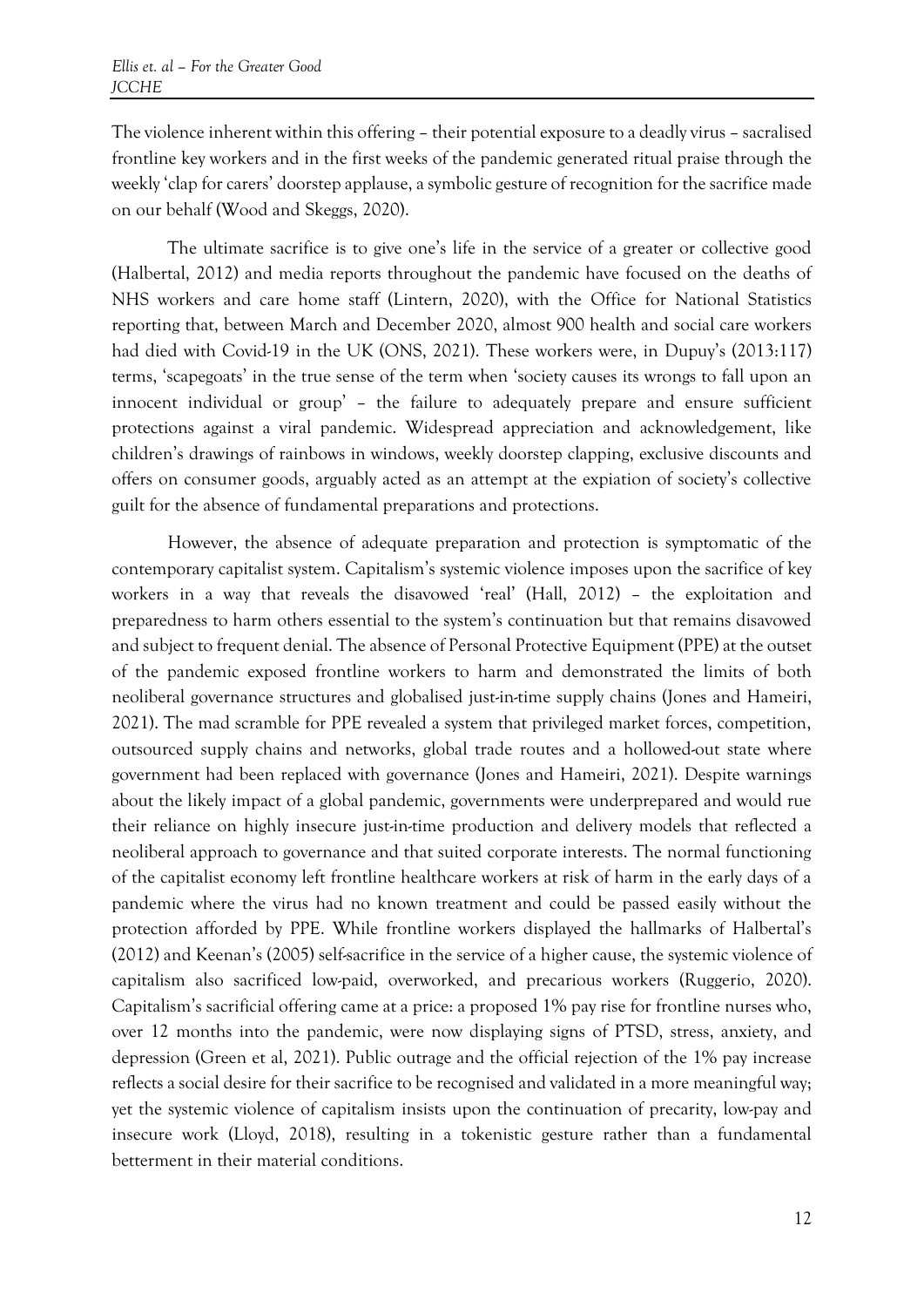The violence inherent within this offering – their potential exposure to a deadly virus – sacralised frontline key workers and in the first weeks of the pandemic generated ritual praise through the weekly 'clap for carers' doorstep applause, a symbolic gesture of recognition for the sacrifice made on our behalf (Wood and Skeggs, 2020).

The ultimate sacrifice is to give one's life in the service of a greater or collective good (Halbertal, 2012) and media reports throughout the pandemic have focused on the deaths of NHS workers and care home staff (Lintern, 2020), with the Office for National Statistics reporting that, between March and December 2020, almost 900 health and social care workers had died with Covid-19 in the UK (ONS, 2021). These workers were, in Dupuy's (2013:117) terms, 'scapegoats' in the true sense of the term when 'society causes its wrongs to fall upon an innocent individual or group' – the failure to adequately prepare and ensure sufficient protections against a viral pandemic. Widespread appreciation and acknowledgement, like children's drawings of rainbows in windows, weekly doorstep clapping, exclusive discounts and offers on consumer goods, arguably acted as an attempt at the expiation of society's collective guilt for the absence of fundamental preparations and protections.

However, the absence of adequate preparation and protection is symptomatic of the contemporary capitalist system. Capitalism's systemic violence imposes upon the sacrifice of key workers in a way that reveals the disavowed 'real' (Hall, 2012) – the exploitation and preparedness to harm others essential to the system's continuation but that remains disavowed and subject to frequent denial. The absence of Personal Protective Equipment (PPE) at the outset of the pandemic exposed frontline workers to harm and demonstrated the limits of both neoliberal governance structures and globalised just-in-time supply chains (Jones and Hameiri, 2021). The mad scramble for PPE revealed a system that privileged market forces, competition, outsourced supply chains and networks, global trade routes and a hollowed-out state where government had been replaced with governance (Jones and Hameiri, 2021). Despite warnings about the likely impact of a global pandemic, governments were underprepared and would rue their reliance on highly insecure just-in-time production and delivery models that reflected a neoliberal approach to governance and that suited corporate interests. The normal functioning of the capitalist economy left frontline healthcare workers at risk of harm in the early days of a pandemic where the virus had no known treatment and could be passed easily without the protection afforded by PPE. While frontline workers displayed the hallmarks of Halbertal's (2012) and Keenan's (2005) self-sacrifice in the service of a higher cause, the systemic violence of capitalism also sacrificed low-paid, overworked, and precarious workers (Ruggerio, 2020). Capitalism's sacrificial offering came at a price: a proposed 1% pay rise for frontline nurses who, over 12 months into the pandemic, were now displaying signs of PTSD, stress, anxiety, and depression (Green et al, 2021). Public outrage and the official rejection of the 1% pay increase reflects a social desire for their sacrifice to be recognised and validated in a more meaningful way; yet the systemic violence of capitalism insists upon the continuation of precarity, low-pay and insecure work (Lloyd, 2018), resulting in a tokenistic gesture rather than a fundamental betterment in their material conditions.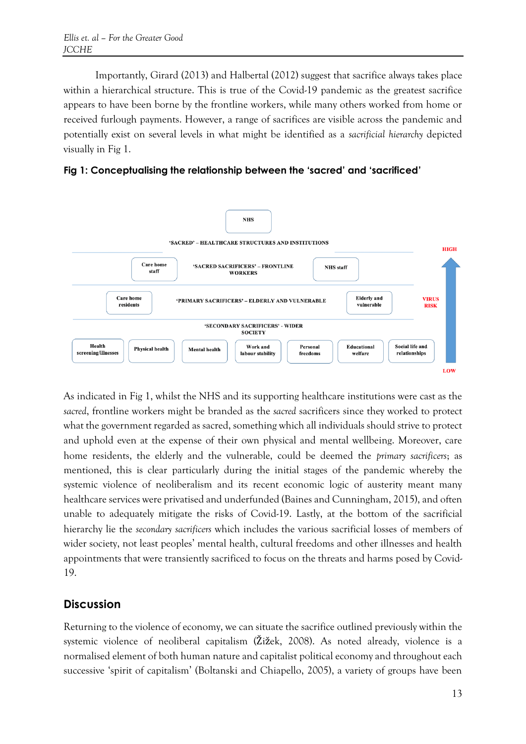Importantly, Girard (2013) and Halbertal (2012) suggest that sacrifice always takes place within a hierarchical structure. This is true of the Covid-19 pandemic as the greatest sacrifice appears to have been borne by the frontline workers, while many others worked from home or received furlough payments. However, a range of sacrifices are visible across the pandemic and potentially exist on several levels in what might be identified as a *sacrificial hierarchy* depicted visually in Fig 1.

**Fig 1: Conceptualising the relationship between the 'sacred' and 'sacrificed'**

NHS

'SACRED' – HEALTHCARE STRUCTURES AND INSTITUTIONS

Care home staff | 'SACRED SACRIFICERS' – FRONTLINE WORKERS | NHS staff

Care home residents | 'PRIMARY SACRIFICERS' – ELDERLY AND VULNERABLE | Elderly and vulnerable

'SECONDARY SACRIFICERS' - WIDER SOCIETY

Health screening/illnesses | Physical health | Mental health | Work and labour stability | Personal freedoms | Educational welfare | Social life and relationships

HIGH – VIRUS RISK – LOW

As indicated in Fig 1, whilst the NHS and its supporting healthcare institutions were cast as the *sacred*, frontline workers might be branded as the *sacred* sacrificers since they worked to protect what the government regarded as sacred, something which all individuals should strive to protect and uphold even at the expense of their own physical and mental wellbeing. Moreover, care home residents, the elderly and the vulnerable, could be deemed the *primary sacrificers*; as mentioned, this is clear particularly during the initial stages of the pandemic whereby the systemic violence of neoliberalism and its recent economic logic of austerity meant many healthcare services were privatised and underfunded (Baines and Cunningham, 2015), and often unable to adequately mitigate the risks of Covid-19. Lastly, at the bottom of the sacrificial hierarchy lie the *secondary sacrificers* which includes the various sacrificial losses of members of wider society, not least peoples' mental health, cultural freedoms and other illnesses and health appointments that were transiently sacrificed to focus on the threats and harms posed by Covid-19.

## Discussion

Returning to the violence of economy, we can situate the sacrifice outlined previously within the systemic violence of neoliberal capitalism (Žižek, 2008). As noted already, violence is a normalised element of both human nature and capitalist political economy and throughout each successive 'spirit of capitalism' (Boltanski and Chiapello, 2005), a variety of groups have been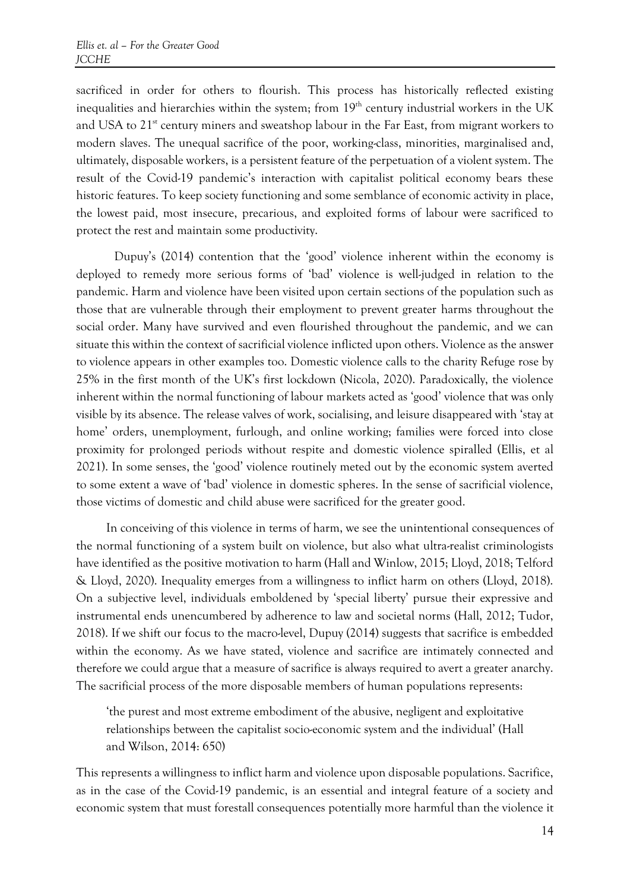sacrificed in order for others to flourish. This process has historically reflected existing inequalities and hierarchies within the system; from 19th century industrial workers in the UK and USA to 21st century miners and sweatshop labour in the Far East, from migrant workers to modern slaves. The unequal sacrifice of the poor, working-class, minorities, marginalised and, ultimately, disposable workers, is a persistent feature of the perpetuation of a violent system. The result of the Covid-19 pandemic's interaction with capitalist political economy bears these historic features. To keep society functioning and some semblance of economic activity in place, the lowest paid, most insecure, precarious, and exploited forms of labour were sacrificed to protect the rest and maintain some productivity.

Dupuy's (2014) contention that the 'good' violence inherent within the economy is deployed to remedy more serious forms of 'bad' violence is well-judged in relation to the pandemic. Harm and violence have been visited upon certain sections of the population such as those that are vulnerable through their employment to prevent greater harms throughout the social order. Many have survived and even flourished throughout the pandemic, and we can situate this within the context of sacrificial violence inflicted upon others. Violence as the answer to violence appears in other examples too. Domestic violence calls to the charity Refuge rose by 25% in the first month of the UK's first lockdown (Nicola, 2020). Paradoxically, the violence inherent within the normal functioning of labour markets acted as 'good' violence that was only visible by its absence. The release valves of work, socialising, and leisure disappeared with 'stay at home' orders, unemployment, furlough, and online working; families were forced into close proximity for prolonged periods without respite and domestic violence spiralled (Ellis, et al 2021). In some senses, the 'good' violence routinely meted out by the economic system averted to some extent a wave of 'bad' violence in domestic spheres. In the sense of sacrificial violence, those victims of domestic and child abuse were sacrificed for the greater good.

In conceiving of this violence in terms of harm, we see the unintentional consequences of the normal functioning of a system built on violence, but also what ultra-realist criminologists have identified as the positive motivation to harm (Hall and Winlow, 2015; Lloyd, 2018; Telford & Lloyd, 2020). Inequality emerges from a willingness to inflict harm on others (Lloyd, 2018). On a subjective level, individuals emboldened by 'special liberty' pursue their expressive and instrumental ends unencumbered by adherence to law and societal norms (Hall, 2012; Tudor, 2018). If we shift our focus to the macro-level, Dupuy (2014) suggests that sacrifice is embedded within the economy. As we have stated, violence and sacrifice are intimately connected and therefore we could argue that a measure of sacrifice is always required to avert a greater anarchy. The sacrificial process of the more disposable members of human populations represents:

> 'the purest and most extreme embodiment of the abusive, negligent and exploitative relationships between the capitalist socio-economic system and the individual' (Hall and Wilson, 2014: 650)

This represents a willingness to inflict harm and violence upon disposable populations. Sacrifice, as in the case of the Covid-19 pandemic, is an essential and integral feature of a society and economic system that must forestall consequences potentially more harmful than the violence it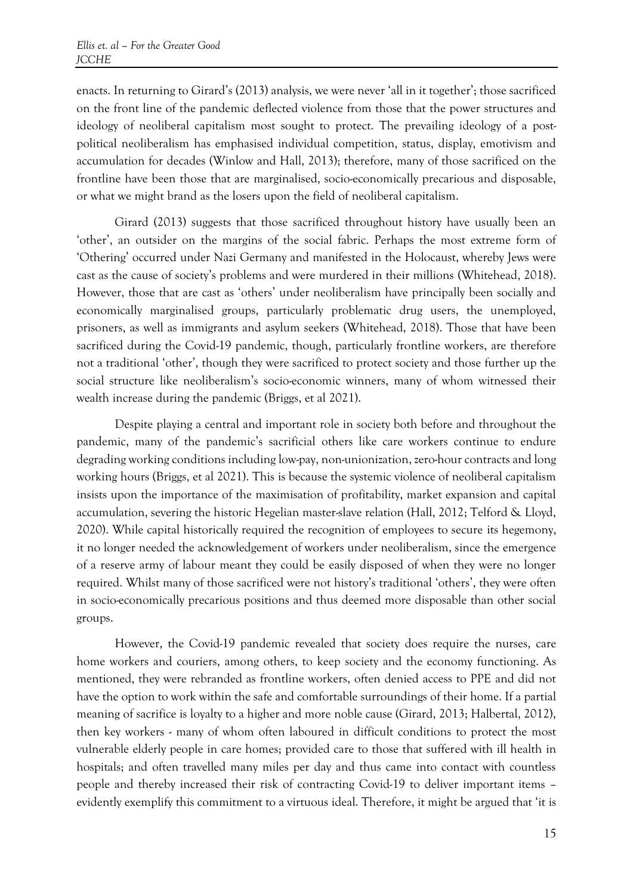enacts. In returning to Girard's (2013) analysis, we were never 'all in it together'; those sacrificed on the front line of the pandemic deflected violence from those that the power structures and ideology of neoliberal capitalism most sought to protect. The prevailing ideology of a post-political neoliberalism has emphasised individual competition, status, display, emotivism and accumulation for decades (Winlow and Hall, 2013); therefore, many of those sacrificed on the frontline have been those that are marginalised, socio-economically precarious and disposable, or what we might brand as the losers upon the field of neoliberal capitalism.

Girard (2013) suggests that those sacrificed throughout history have usually been an 'other', an outsider on the margins of the social fabric. Perhaps the most extreme form of 'Othering' occurred under Nazi Germany and manifested in the Holocaust, whereby Jews were cast as the cause of society's problems and were murdered in their millions (Whitehead, 2018). However, those that are cast as 'others' under neoliberalism have principally been socially and economically marginalised groups, particularly problematic drug users, the unemployed, prisoners, as well as immigrants and asylum seekers (Whitehead, 2018). Those that have been sacrificed during the Covid-19 pandemic, though, particularly frontline workers, are therefore not a traditional 'other', though they were sacrificed to protect society and those further up the social structure like neoliberalism's socio-economic winners, many of whom witnessed their wealth increase during the pandemic (Briggs, et al 2021).

Despite playing a central and important role in society both before and throughout the pandemic, many of the pandemic's sacrificial others like care workers continue to endure degrading working conditions including low-pay, non-unionization, zero-hour contracts and long working hours (Briggs, et al 2021). This is because the systemic violence of neoliberal capitalism insists upon the importance of the maximisation of profitability, market expansion and capital accumulation, severing the historic Hegelian master-slave relation (Hall, 2012; Telford & Lloyd, 2020). While capital historically required the recognition of employees to secure its hegemony, it no longer needed the acknowledgement of workers under neoliberalism, since the emergence of a reserve army of labour meant they could be easily disposed of when they were no longer required. Whilst many of those sacrificed were not history's traditional 'others', they were often in socio-economically precarious positions and thus deemed more disposable than other social groups.

However, the Covid-19 pandemic revealed that society does require the nurses, care home workers and couriers, among others, to keep society and the economy functioning. As mentioned, they were rebranded as frontline workers, often denied access to PPE and did not have the option to work within the safe and comfortable surroundings of their home. If a partial meaning of sacrifice is loyalty to a higher and more noble cause (Girard, 2013; Halbertal, 2012), then key workers - many of whom often laboured in difficult conditions to protect the most vulnerable elderly people in care homes; provided care to those that suffered with ill health in hospitals; and often travelled many miles per day and thus came into contact with countless people and thereby increased their risk of contracting Covid-19 to deliver important items – evidently exemplify this commitment to a virtuous ideal. Therefore, it might be argued that 'it is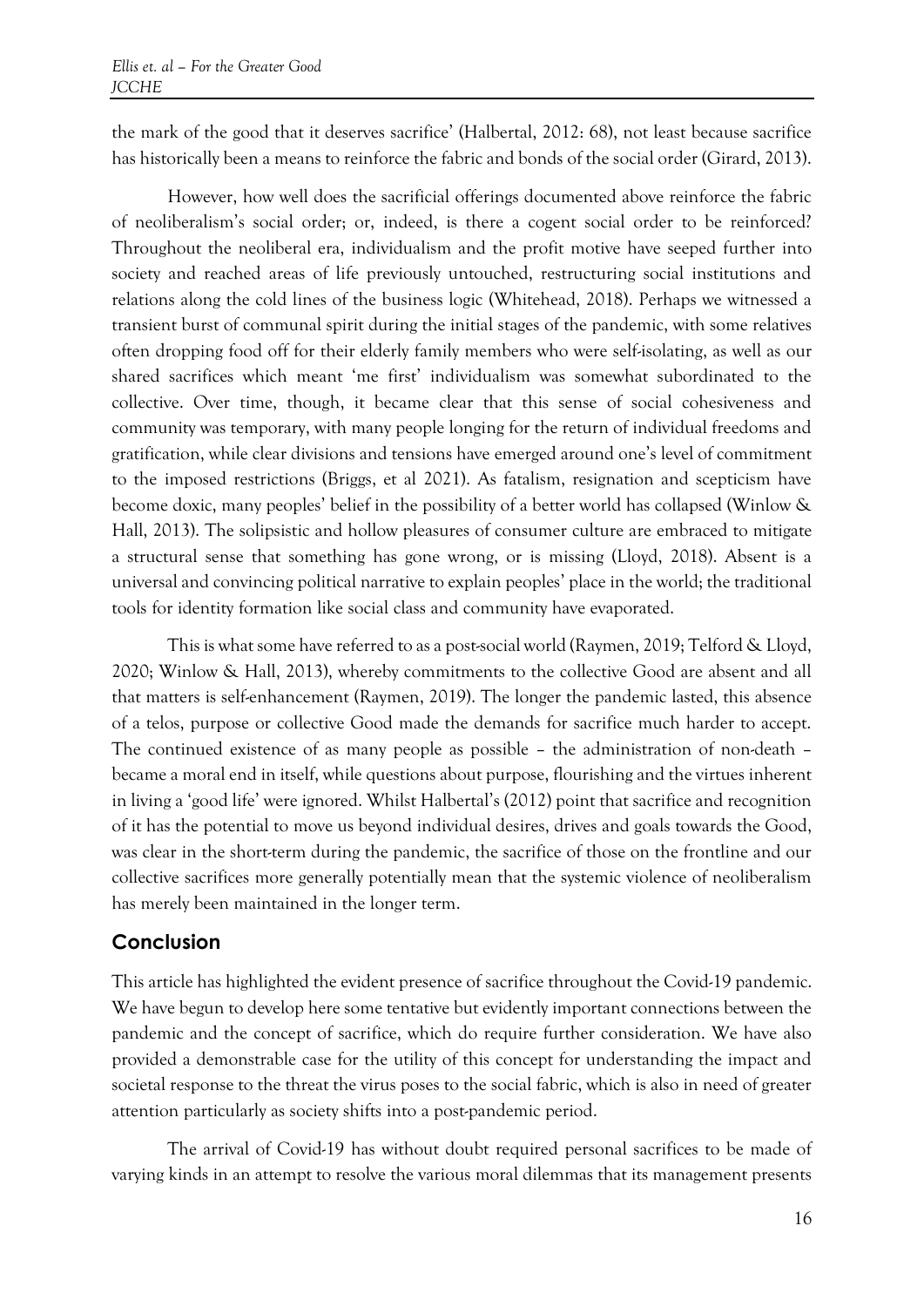the mark of the good that it deserves sacrifice' (Halbertal, 2012: 68), not least because sacrifice has historically been a means to reinforce the fabric and bonds of the social order (Girard, 2013).

However, how well does the sacrificial offerings documented above reinforce the fabric of neoliberalism's social order; or, indeed, is there a cogent social order to be reinforced? Throughout the neoliberal era, individualism and the profit motive have seeped further into society and reached areas of life previously untouched, restructuring social institutions and relations along the cold lines of the business logic (Whitehead, 2018). Perhaps we witnessed a transient burst of communal spirit during the initial stages of the pandemic, with some relatives often dropping food off for their elderly family members who were self-isolating, as well as our shared sacrifices which meant 'me first' individualism was somewhat subordinated to the collective. Over time, though, it became clear that this sense of social cohesiveness and community was temporary, with many people longing for the return of individual freedoms and gratification, while clear divisions and tensions have emerged around one's level of commitment to the imposed restrictions (Briggs, et al 2021). As fatalism, resignation and scepticism have become doxic, many peoples' belief in the possibility of a better world has collapsed (Winlow & Hall, 2013). The solipsistic and hollow pleasures of consumer culture are embraced to mitigate a structural sense that something has gone wrong, or is missing (Lloyd, 2018). Absent is a universal and convincing political narrative to explain peoples' place in the world; the traditional tools for identity formation like social class and community have evaporated.

This is what some have referred to as a post-social world (Raymen, 2019; Telford & Lloyd, 2020; Winlow & Hall, 2013), whereby commitments to the collective Good are absent and all that matters is self-enhancement (Raymen, 2019). The longer the pandemic lasted, this absence of a telos, purpose or collective Good made the demands for sacrifice much harder to accept. The continued existence of as many people as possible – the administration of non-death – became a moral end in itself, while questions about purpose, flourishing and the virtues inherent in living a 'good life' were ignored. Whilst Halbertal's (2012) point that sacrifice and recognition of it has the potential to move us beyond individual desires, drives and goals towards the Good, was clear in the short-term during the pandemic, the sacrifice of those on the frontline and our collective sacrifices more generally potentially mean that the systemic violence of neoliberalism has merely been maintained in the longer term.

## Conclusion

This article has highlighted the evident presence of sacrifice throughout the Covid-19 pandemic. We have begun to develop here some tentative but evidently important connections between the pandemic and the concept of sacrifice, which do require further consideration. We have also provided a demonstrable case for the utility of this concept for understanding the impact and societal response to the threat the virus poses to the social fabric, which is also in need of greater attention particularly as society shifts into a post-pandemic period.

The arrival of Covid-19 has without doubt required personal sacrifices to be made of varying kinds in an attempt to resolve the various moral dilemmas that its management presents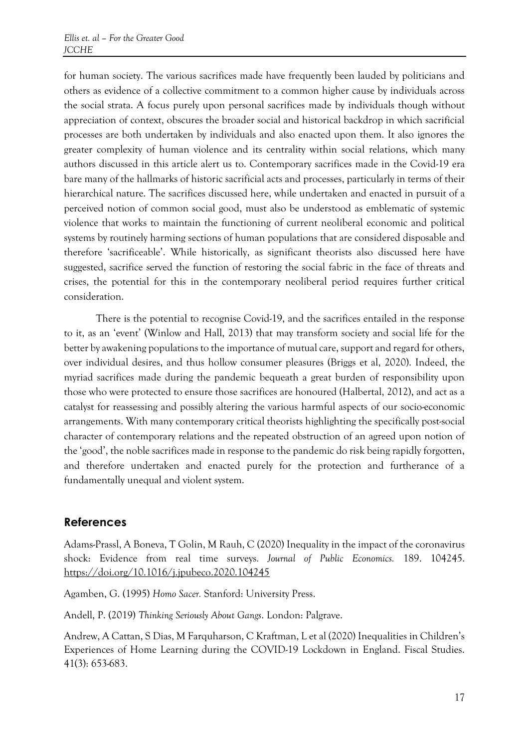for human society. The various sacrifices made have frequently been lauded by politicians and others as evidence of a collective commitment to a common higher cause by individuals across the social strata. A focus purely upon personal sacrifices made by individuals though without appreciation of context, obscures the broader social and historical backdrop in which sacrificial processes are both undertaken by individuals and also enacted upon them. It also ignores the greater complexity of human violence and its centrality within social relations, which many authors discussed in this article alert us to. Contemporary sacrifices made in the Covid-19 era bare many of the hallmarks of historic sacrificial acts and processes, particularly in terms of their hierarchical nature. The sacrifices discussed here, while undertaken and enacted in pursuit of a perceived notion of common social good, must also be understood as emblematic of systemic violence that works to maintain the functioning of current neoliberal economic and political systems by routinely harming sections of human populations that are considered disposable and therefore 'sacrificeable'. While historically, as significant theorists also discussed here have suggested, sacrifice served the function of restoring the social fabric in the face of threats and crises, the potential for this in the contemporary neoliberal period requires further critical consideration.

There is the potential to recognise Covid-19, and the sacrifices entailed in the response to it, as an 'event' (Winlow and Hall, 2013) that may transform society and social life for the better by awakening populations to the importance of mutual care, support and regard for others, over individual desires, and thus hollow consumer pleasures (Briggs et al, 2020). Indeed, the myriad sacrifices made during the pandemic bequeath a great burden of responsibility upon those who were protected to ensure those sacrifices are honoured (Halbertal, 2012), and act as a catalyst for reassessing and possibly altering the various harmful aspects of our socio-economic arrangements. With many contemporary critical theorists highlighting the specifically post-social character of contemporary relations and the repeated obstruction of an agreed upon notion of the 'good', the noble sacrifices made in response to the pandemic do risk being rapidly forgotten, and therefore undertaken and enacted purely for the protection and furtherance of a fundamentally unequal and violent system.

## References

Adams-Prassl, A Boneva, T Golin, M Rauh, C (2020) Inequality in the impact of the coronavirus shock: Evidence from real time surveys. *Journal of Public Economics.* 189. 104245. https://doi.org/10.1016/j.jpubeco.2020.104245

Agamben, G. (1995) *Homo Sacer.* Stanford: University Press.

Andell, P. (2019) *Thinking Seriously About Gangs*. London: Palgrave.

Andrew, A Cattan, S Dias, M Farquharson, C Kraftman, L et al (2020) Inequalities in Children's Experiences of Home Learning during the COVID-19 Lockdown in England. Fiscal Studies. 41(3): 653-683.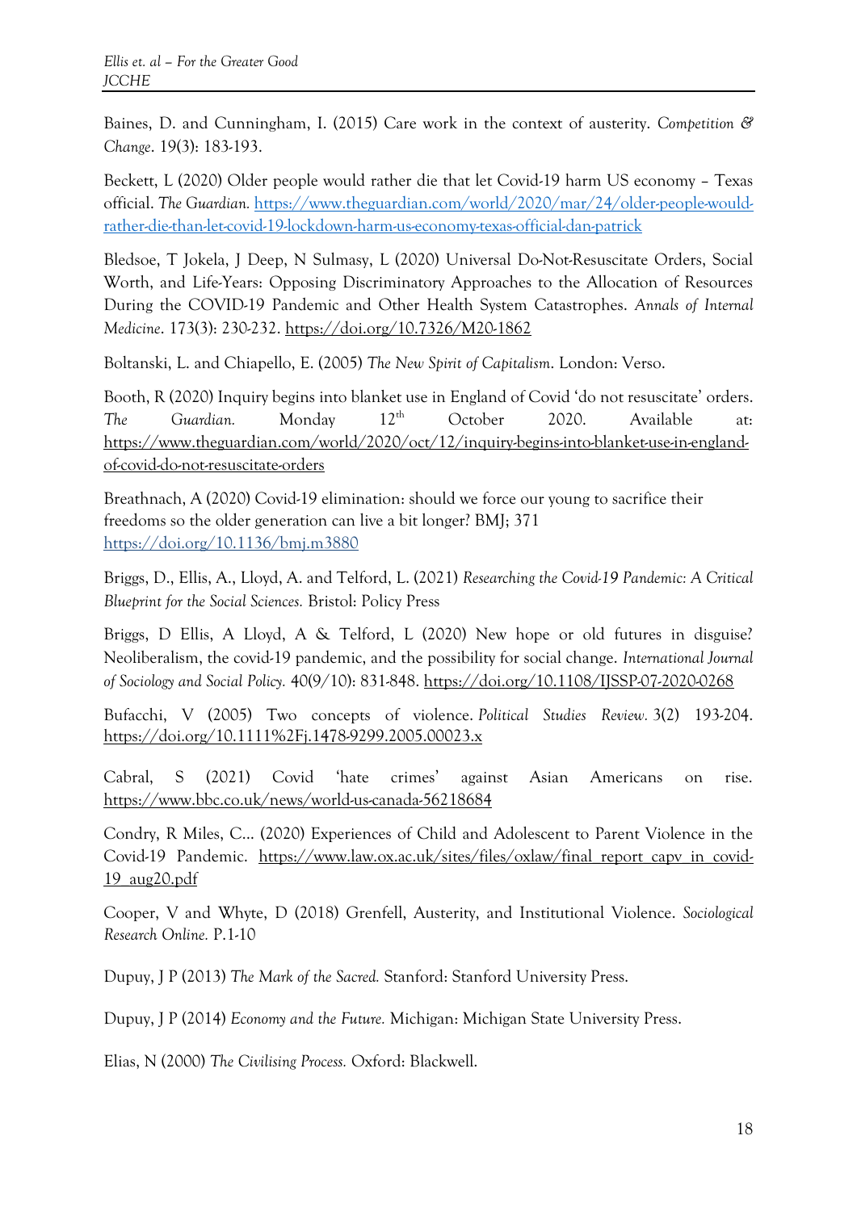Baines, D. and Cunningham, I. (2015) Care work in the context of austerity. *Competition & Change*. 19(3): 183-193.

Beckett, L (2020) Older people would rather die that let Covid-19 harm US economy – Texas official. *The Guardian.* https://www.theguardian.com/world/2020/mar/24/older-people-would-rather-die-than-let-covid-19-lockdown-harm-us-economy-texas-official-dan-patrick

Bledsoe, T Jokela, J Deep, N Sulmasy, L (2020) Universal Do-Not-Resuscitate Orders, Social Worth, and Life-Years: Opposing Discriminatory Approaches to the Allocation of Resources During the COVID-19 Pandemic and Other Health System Catastrophes. *Annals of Internal Medicine*. 173(3): 230-232. https://doi.org/10.7326/M20-1862

Boltanski, L. and Chiapello, E. (2005) *The New Spirit of Capitalism*. London: Verso.

Booth, R (2020) Inquiry begins into blanket use in England of Covid 'do not resuscitate' orders. *The Guardian.* Monday 12th October 2020. Available at: https://www.theguardian.com/world/2020/oct/12/inquiry-begins-into-blanket-use-in-england-of-covid-do-not-resuscitate-orders

Breathnach, A (2020) Covid-19 elimination: should we force our young to sacrifice their freedoms so the older generation can live a bit longer? BMJ; 371 https://doi.org/10.1136/bmj.m3880

Briggs, D., Ellis, A., Lloyd, A. and Telford, L. (2021) *Researching the Covid-19 Pandemic: A Critical Blueprint for the Social Sciences.* Bristol: Policy Press

Briggs, D Ellis, A Lloyd, A & Telford, L (2020) New hope or old futures in disguise? Neoliberalism, the covid-19 pandemic, and the possibility for social change. *International Journal of Sociology and Social Policy.* 40(9/10): 831-848. https://doi.org/10.1108/IJSSP-07-2020-0268

Bufacchi, V (2005) Two concepts of violence. *Political Studies Review.* 3(2) 193-204. https://doi.org/10.1111%2Fj.1478-9299.2005.00023.x

Cabral, S (2021) Covid 'hate crimes' against Asian Americans on rise. https://www.bbc.co.uk/news/world-us-canada-56218684

Condry, R Miles, C… (2020) Experiences of Child and Adolescent to Parent Violence in the Covid-19 Pandemic. https://www.law.ox.ac.uk/sites/files/oxlaw/final_report_capv_in_covid-19_aug20.pdf

Cooper, V and Whyte, D (2018) Grenfell, Austerity, and Institutional Violence. *Sociological Research Online.* P.1-10

Dupuy, J P (2013) *The Mark of the Sacred.* Stanford: Stanford University Press.

Dupuy, J P (2014) *Economy and the Future.* Michigan: Michigan State University Press.

Elias, N (2000) *The Civilising Process.* Oxford: Blackwell.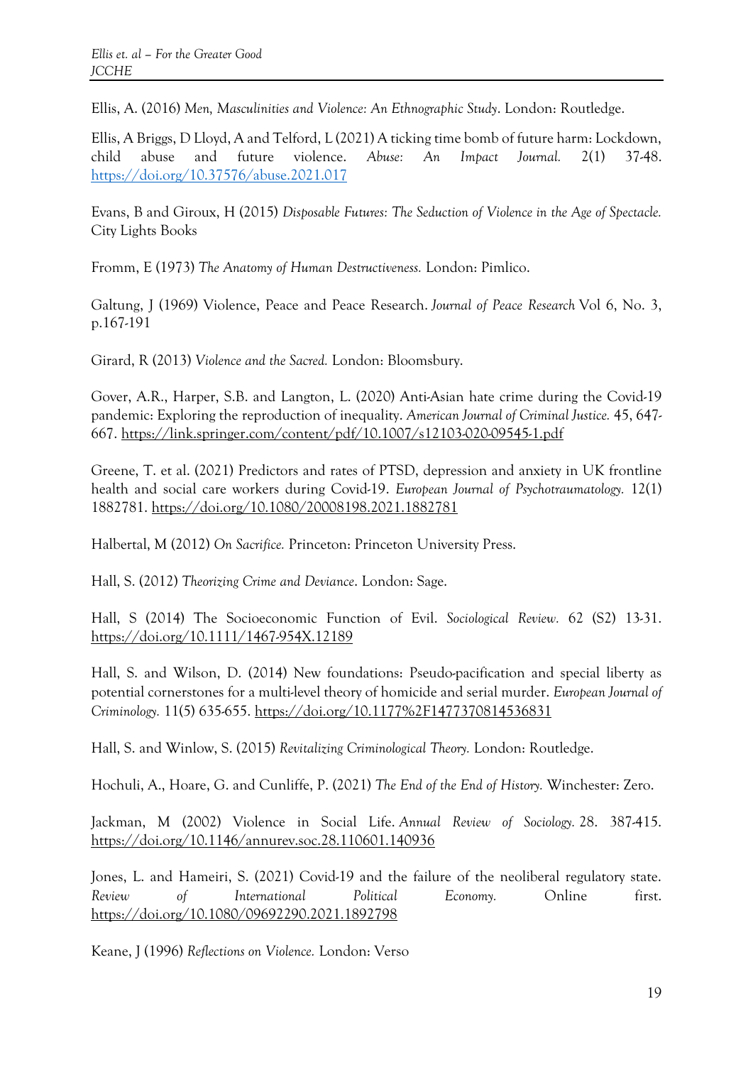Ellis, A. (2016) *Men, Masculinities and Violence: An Ethnographic Study*. London: Routledge.

Ellis, A Briggs, D Lloyd, A and Telford, L (2021) A ticking time bomb of future harm: Lockdown, child abuse and future violence. *Abuse: An Impact Journal.* 2(1) 37-48. https://doi.org/10.37576/abuse.2021.017

Evans, B and Giroux, H (2015) *Disposable Futures: The Seduction of Violence in the Age of Spectacle.* City Lights Books

Fromm, E (1973) *The Anatomy of Human Destructiveness.* London: Pimlico.

Galtung, J (1969) Violence, Peace and Peace Research. *Journal of Peace Research* Vol 6, No. 3, p.167-191

Girard, R (2013) *Violence and the Sacred.* London: Bloomsbury.

Gover, A.R., Harper, S.B. and Langton, L. (2020) Anti-Asian hate crime during the Covid-19 pandemic: Exploring the reproduction of inequality. *American Journal of Criminal Justice.* 45, 647-667. https://link.springer.com/content/pdf/10.1007/s12103-020-09545-1.pdf

Greene, T. et al. (2021) Predictors and rates of PTSD, depression and anxiety in UK frontline health and social care workers during Covid-19. *European Journal of Psychotraumatology.* 12(1) 1882781. https://doi.org/10.1080/20008198.2021.1882781

Halbertal, M (2012) *On Sacrifice.* Princeton: Princeton University Press.

Hall, S. (2012) *Theorizing Crime and Deviance*. London: Sage.

Hall, S (2014) The Socioeconomic Function of Evil. *Sociological Review.* 62 (S2) 13-31. https://doi.org/10.1111/1467-954X.12189

Hall, S. and Wilson, D. (2014) New foundations: Pseudo-pacification and special liberty as potential cornerstones for a multi-level theory of homicide and serial murder. *European Journal of Criminology.* 11(5) 635-655. https://doi.org/10.1177%2F1477370814536831

Hall, S. and Winlow, S. (2015) *Revitalizing Criminological Theory.* London: Routledge.

Hochuli, A., Hoare, G. and Cunliffe, P. (2021) *The End of the End of History.* Winchester: Zero.

Jackman, M (2002) Violence in Social Life. *Annual Review of Sociology.* 28. 387-415. https://doi.org/10.1146/annurev.soc.28.110601.140936

Jones, L. and Hameiri, S. (2021) Covid-19 and the failure of the neoliberal regulatory state. *Review of International Political Economy.* Online first. https://doi.org/10.1080/09692290.2021.1892798

Keane, J (1996) *Reflections on Violence.* London: Verso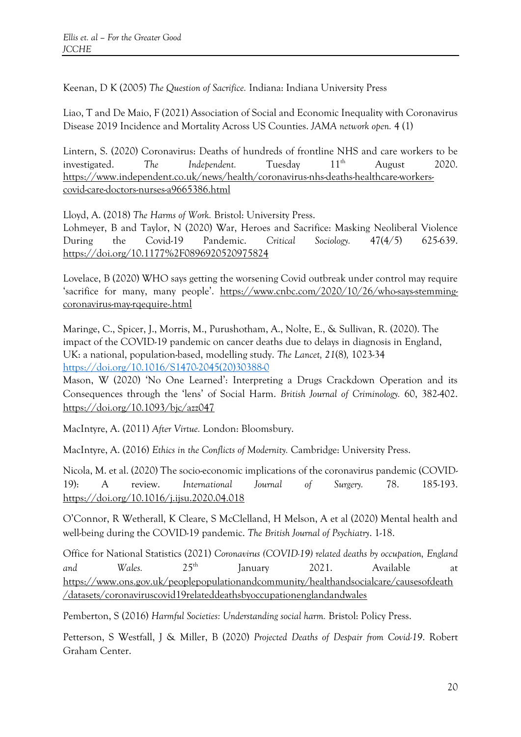Keenan, D K (2005) *The Question of Sacrifice.* Indiana: Indiana University Press

Liao, T and De Maio, F (2021) Association of Social and Economic Inequality with Coronavirus Disease 2019 Incidence and Mortality Across US Counties. *JAMA network open.* 4 (1)

Lintern, S. (2020) Coronavirus: Deaths of hundreds of frontline NHS and care workers to be investigated. *The Independent.* Tuesday 11th August 2020. https://www.independent.co.uk/news/health/coronavirus-nhs-deaths-healthcare-workers-covid-care-doctors-nurses-a9665386.html

Lloyd, A. (2018) *The Harms of Work.* Bristol: University Press.

Lohmeyer, B and Taylor, N (2020) War, Heroes and Sacrifice: Masking Neoliberal Violence During the Covid-19 Pandemic. *Critical Sociology.* 47(4/5) 625-639. https://doi.org/10.1177%2F0896920520975824

Lovelace, B (2020) WHO says getting the worsening Covid outbreak under control may require 'sacrifice for many, many people'. https://www.cnbc.com/2020/10/26/who-says-stemming-coronavirus-may-rqequire-.html

Maringe, C., Spicer, J., Morris, M., Purushotham, A., Nolte, E., & Sullivan, R. (2020). The impact of the COVID-19 pandemic on cancer deaths due to delays in diagnosis in England, UK: a national, population-based, modelling study. *The Lancet, 21*(8), 1023-34 https://doi.org/10.1016/S1470-2045(20)30388-0

Mason, W (2020) 'No One Learned': Interpreting a Drugs Crackdown Operation and its Consequences through the 'lens' of Social Harm. *British Journal of Criminology.* 60, 382-402. https://doi.org/10.1093/bjc/azz047

MacIntyre, A. (2011) *After Virtue.* London: Bloomsbury.

MacIntyre, A. (2016) *Ethics in the Conflicts of Modernity.* Cambridge: University Press.

Nicola, M. et al. (2020) The socio-economic implications of the coronavirus pandemic (COVID-19): A review. *International Journal of Surgery.* 78. 185-193. https://doi.org/10.1016/j.ijsu.2020.04.018

O'Connor, R Wetherall, K Cleare, S McClelland, H Melson, A et al (2020) Mental health and well-being during the COVID-19 pandemic. *The British Journal of Psychiatry*. 1-18.

Office for National Statistics (2021) *Coronavirus (COVID-19) related deaths by occupation, England and Wales.* 25th January 2021. Available at https://www.ons.gov.uk/peoplepopulationandcommunity/healthandsocialcare/causesofdeath/datasets/coronaviruscovid19relateddeathsbyoccupationenglandandwales

Pemberton, S (2016) *Harmful Societies: Understanding social harm.* Bristol: Policy Press.

Petterson, S Westfall, J & Miller, B (2020) *Projected Deaths of Despair from Covid-19*. Robert Graham Center.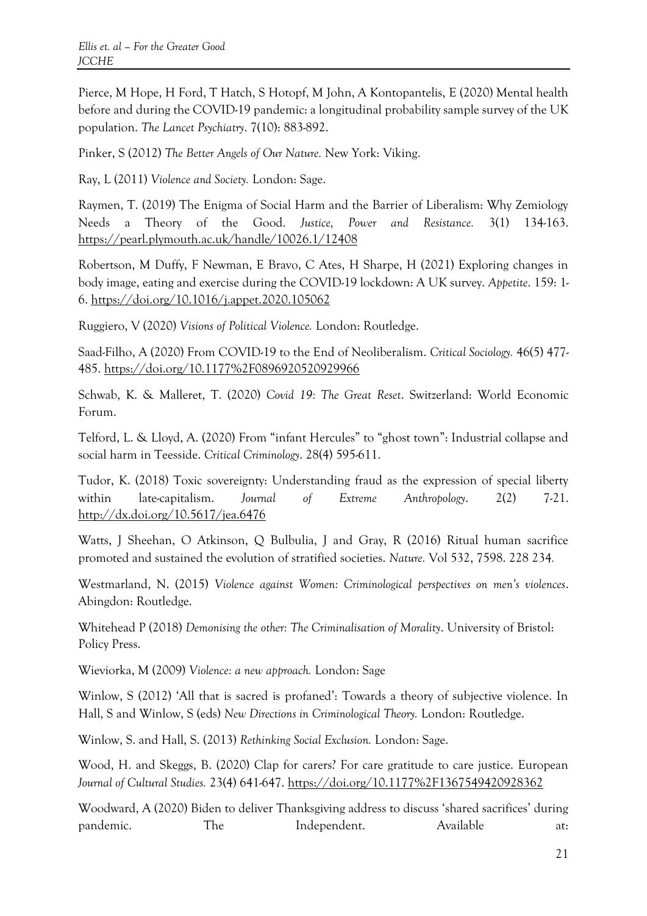Pierce, M Hope, H Ford, T Hatch, S Hotopf, M John, A Kontopantelis, E (2020) Mental health before and during the COVID-19 pandemic: a longitudinal probability sample survey of the UK population. *The Lancet Psychiatry*. 7(10): 883-892.

Pinker, S (2012) *The Better Angels of Our Nature.* New York: Viking.

Ray, L (2011) *Violence and Society.* London: Sage.

Raymen, T. (2019) The Enigma of Social Harm and the Barrier of Liberalism: Why Zemiology Needs a Theory of the Good. *Justice, Power and Resistance.* 3(1) 134-163. https://pearl.plymouth.ac.uk/handle/10026.1/12408

Robertson, M Duffy, F Newman, E Bravo, C Ates, H Sharpe, H (2021) Exploring changes in body image, eating and exercise during the COVID-19 lockdown: A UK survey. *Appetite*. 159: 1-6. https://doi.org/10.1016/j.appet.2020.105062

Ruggiero, V (2020) *Visions of Political Violence.* London: Routledge.

Saad-Filho, A (2020) From COVID-19 to the End of Neoliberalism. *Critical Sociology.* 46(5) 477-485. https://doi.org/10.1177%2F0896920520929966

Schwab, K. & Malleret, T. (2020) *Covid 19: The Great Reset*. Switzerland: World Economic Forum.

Telford, L. & Lloyd, A. (2020) From "infant Hercules" to "ghost town": Industrial collapse and social harm in Teesside. *Critical Criminology*. 28(4) 595-611.

Tudor, K. (2018) Toxic sovereignty: Understanding fraud as the expression of special liberty within late-capitalism. *Journal of Extreme Anthropology*. 2(2) 7-21. http://dx.doi.org/10.5617/jea.6476

Watts, J Sheehan, O Atkinson, Q Bulbulia, J and Gray, R (2016) Ritual human sacrifice promoted and sustained the evolution of stratified societies. *Nature.* Vol 532, 7598. 228 234.

Westmarland, N. (2015) *Violence against Women: Criminological perspectives on men's violences*. Abingdon: Routledge.

Whitehead P (2018) *Demonising the other: The Criminalisation of Morality*. University of Bristol: Policy Press.

Wieviorka, M (2009) *Violence: a new approach.* London: Sage

Winlow, S (2012) 'All that is sacred is profaned': Towards a theory of subjective violence. In Hall, S and Winlow, S (eds) *New Directions in Criminological Theory.* London: Routledge.

Winlow, S. and Hall, S. (2013) *Rethinking Social Exclusion.* London: Sage.

Wood, H. and Skeggs, B. (2020) Clap for carers? For care gratitude to care justice. European *Journal of Cultural Studies.* 23(4) 641-647. https://doi.org/10.1177%2F1367549420928362

Woodward, A (2020) Biden to deliver Thanksgiving address to discuss 'shared sacrifices' during pandemic. The Independent. Available at: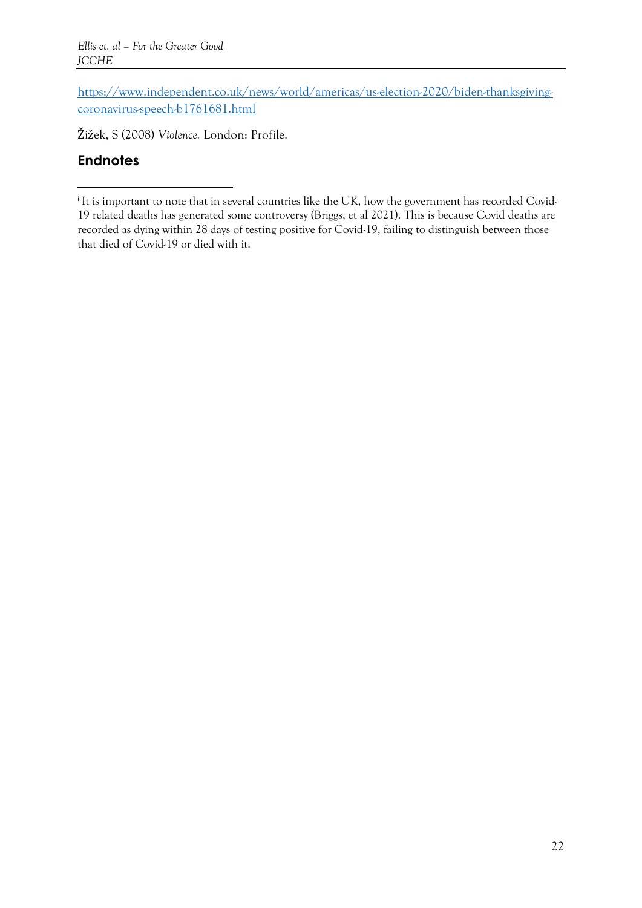https://www.independent.co.uk/news/world/americas/us-election-2020/biden-thanksgiving-coronavirus-speech-b1761681.html

Žižek, S (2008) *Violence.* London: Profile.

## Endnotes

[i] It is important to note that in several countries like the UK, how the government has recorded Covid-19 related deaths has generated some controversy (Briggs, et al 2021). This is because Covid deaths are recorded as dying within 28 days of testing positive for Covid-19, failing to distinguish between those that died of Covid-19 or died with it.